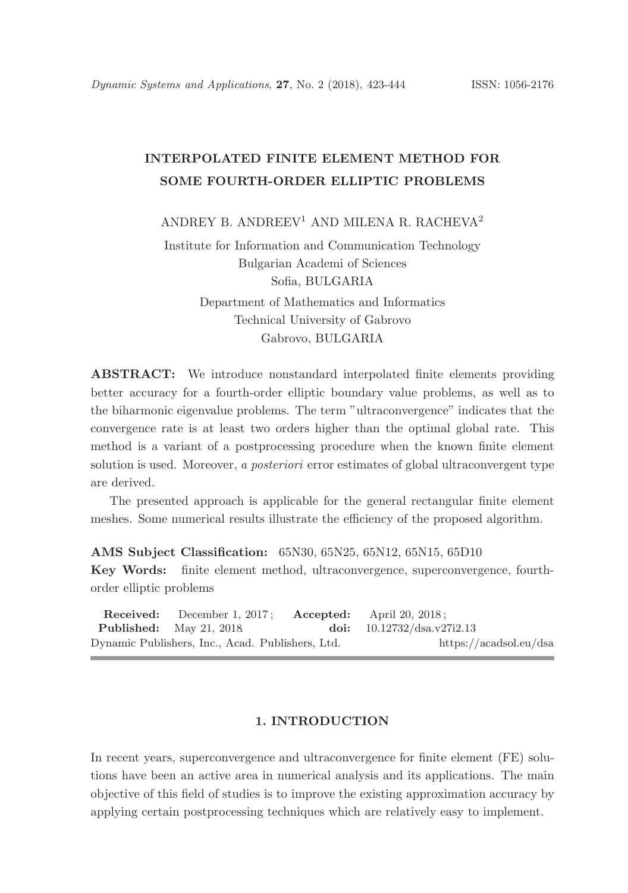# INTERPOLATED FINITE ELEMENT METHOD FOR SOME FOURTH-ORDER ELLIPTIC PROBLEMS

ANDREY B. ANDREEV[1] AND MILENA R. RACHEVA[2]

Institute for Information and Communication Technology
Bulgarian Academi of Sciences
Sofia, BULGARIA

Department of Mathematics and Informatics
Technical University of Gabrovo
Gabrovo, BULGARIA

**ABSTRACT:** We introduce nonstandard interpolated finite elements providing better accuracy for a fourth-order elliptic boundary value problems, as well as to the biharmonic eigenvalue problems. The term "ultraconvergence" indicates that the convergence rate is at least two orders higher than the optimal global rate. This method is a variant of a postprocessing procedure when the known finite element solution is used. Moreover, *a posteriori* error estimates of global ultraconvergent type are derived.

The presented approach is applicable for the general rectangular finite element meshes. Some numerical results illustrate the efficiency of the proposed algorithm.

**AMS Subject Classification:** 65N30, 65N25, 65N12, 65N15, 65D10

**Key Words:** finite element method, ultraconvergence, superconvergence, fourth-order elliptic problems

**Received:** December 1, 2017; **Accepted:** April 20, 2018;
**Published:** May 21, 2018 **doi:** 10.12732/dsa.v27i2.13
Dynamic Publishers, Inc., Acad. Publishers, Ltd. https://acadsol.eu/dsa

## 1. INTRODUCTION

In recent years, superconvergence and ultraconvergence for finite element (FE) solutions have been an active area in numerical analysis and its applications. The main objective of this field of studies is to improve the existing approximation accuracy by applying certain postprocessing techniques which are relatively easy to implement.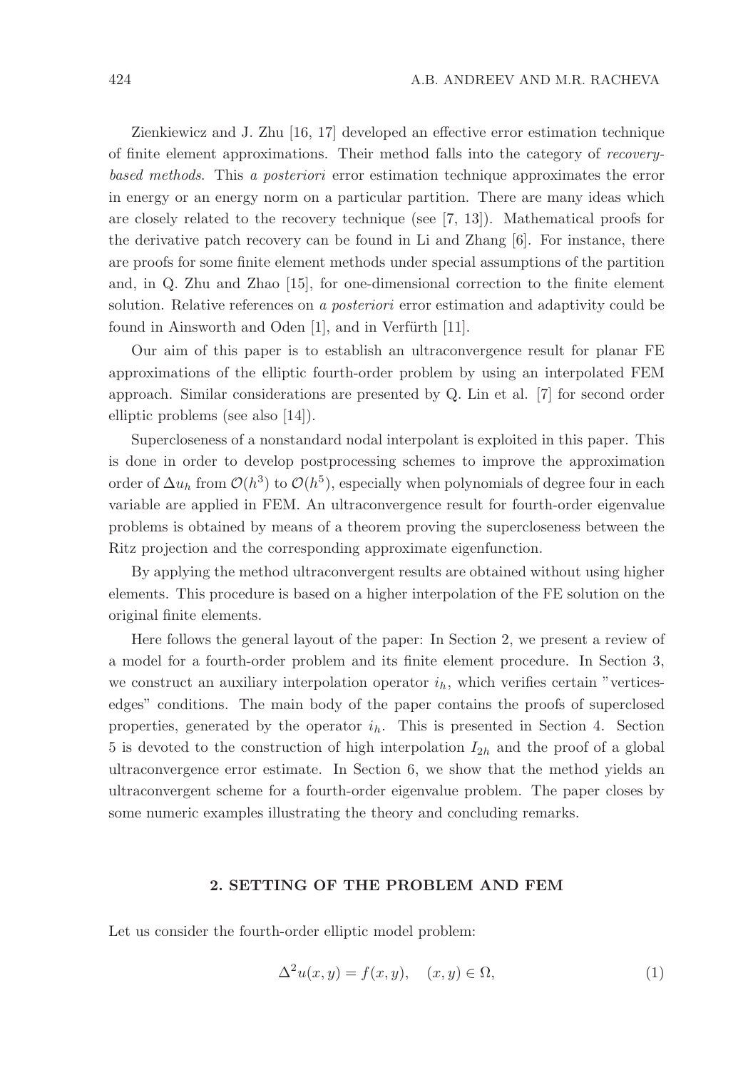Zienkiewicz and J. Zhu [16, 17] developed an effective error estimation technique of finite element approximations. Their method falls into the category of *recovery-based methods*. This *a posteriori* error estimation technique approximates the error in energy or an energy norm on a particular partition. There are many ideas which are closely related to the recovery technique (see [7, 13]). Mathematical proofs for the derivative patch recovery can be found in Li and Zhang [6]. For instance, there are proofs for some finite element methods under special assumptions of the partition and, in Q. Zhu and Zhao [15], for one-dimensional correction to the finite element solution. Relative references on *a posteriori* error estimation and adaptivity could be found in Ainsworth and Oden [1], and in Verfürth [11].

Our aim of this paper is to establish an ultraconvergence result for planar FE approximations of the elliptic fourth-order problem by using an interpolated FEM approach. Similar considerations are presented by Q. Lin et al. [7] for second order elliptic problems (see also [14]).

Supercloseness of a nonstandard nodal interpolant is exploited in this paper. This is done in order to develop postprocessing schemes to improve the approximation order of $\Delta u_h$ from $\mathcal{O}(h^3)$ to $\mathcal{O}(h^5)$, especially when polynomials of degree four in each variable are applied in FEM. An ultraconvergence result for fourth-order eigenvalue problems is obtained by means of a theorem proving the supercloseness between the Ritz projection and the corresponding approximate eigenfunction.

By applying the method ultraconvergent results are obtained without using higher elements. This procedure is based on a higher interpolation of the FE solution on the original finite elements.

Here follows the general layout of the paper: In Section 2, we present a review of a model for a fourth-order problem and its finite element procedure. In Section 3, we construct an auxiliary interpolation operator $i_h$, which verifies certain "vertices-edges" conditions. The main body of the paper contains the proofs of superclosed properties, generated by the operator $i_h$. This is presented in Section 4. Section 5 is devoted to the construction of high interpolation $I_{2h}$ and the proof of a global ultraconvergence error estimate. In Section 6, we show that the method yields an ultraconvergent scheme for a fourth-order eigenvalue problem. The paper closes by some numeric examples illustrating the theory and concluding remarks.

## 2. SETTING OF THE PROBLEM AND FEM

Let us consider the fourth-order elliptic model problem:

$$\Delta^2 u(x,y) = f(x,y), \quad (x,y) \in \Omega, \tag{1}$$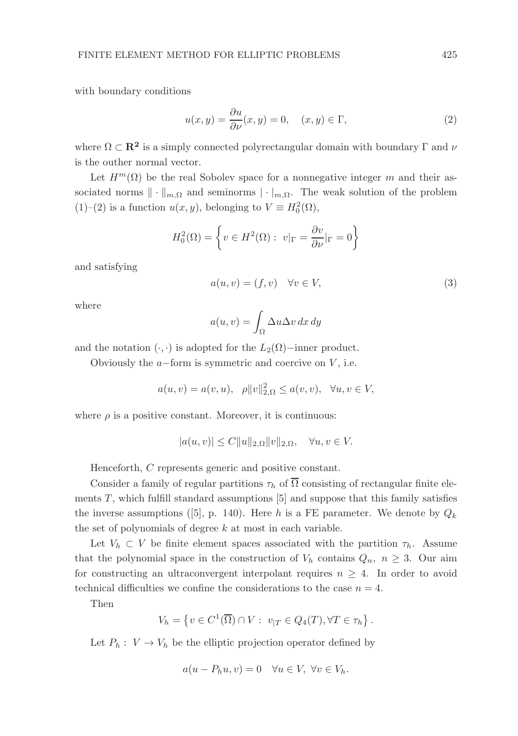with boundary conditions

$$u(x, y) = \frac{\partial u}{\partial \nu}(x, y) = 0, \quad (x, y) \in \Gamma, \tag{2}$$

where $\Omega \subset \mathbf{R^2}$ is a simply connected polyrectangular domain with boundary $\Gamma$ and $\nu$ is the outher normal vector.

Let $H^m(\Omega)$ be the real Sobolev space for a nonnegative integer $m$ and their associated norms $\| \cdot \|_{m,\Omega}$ and seminorms $| \cdot |_{m,\Omega}$. The weak solution of the problem (1)–(2) is a function $u(x, y)$, belonging to $V \equiv H_0^2(\Omega)$,

$$H_0^2(\Omega) = \left\{ v \in H^2(\Omega) : \ v|_\Gamma = \frac{\partial v}{\partial \nu}|_\Gamma = 0 \right\}$$

and satisfying

$$a(u, v) = (f, v) \quad \forall v \in V, \tag{3}$$

where

$$a(u, v) = \int_\Omega \Delta u \Delta v \, dx \, dy$$

and the notation $(\cdot, \cdot)$ is adopted for the $L_2(\Omega)-$inner product.

Obviously the $a-$form is symmetric and coercive on $V$, i.e.

$$a(u, v) = a(v, u), \quad \rho \|v\|_{2,\Omega}^2 \leq a(v, v), \quad \forall u, v \in V,$$

where $\rho$ is a positive constant. Moreover, it is continuous:

$$|a(u, v)| \leq C \|u\|_{2,\Omega} \|v\|_{2,\Omega}, \quad \forall u, v \in V.$$

Henceforth, $C$ represents generic and positive constant.

Consider a family of regular partitions $\tau_h$ of $\overline{\Omega}$ consisting of rectangular finite elements $T$, which fulfill standard assumptions [5] and suppose that this family satisfies the inverse assumptions ([5], p. 140). Here $h$ is a FE parameter. We denote by $Q_k$ the set of polynomials of degree $k$ at most in each variable.

Let $V_h \subset V$ be finite element spaces associated with the partition $\tau_h$. Assume that the polynomial space in the construction of $V_h$ contains $Q_n, \ n \geq 3$. Our aim for constructing an ultraconvergent interpolant requires $n \geq 4$. In order to avoid technical difficulties we confine the considerations to the case $n = 4$.

Then

$$V_h = \left\{ v \in C^1(\overline{\Omega}) \cap V : \ v_{|T} \in Q_4(T), \forall T \in \tau_h \right\}.$$

Let $P_h : \ V \to V_h$ be the elliptic projection operator defined by

$$a(u - P_h u, v) = 0 \quad \forall u \in V, \ \forall v \in V_h.$$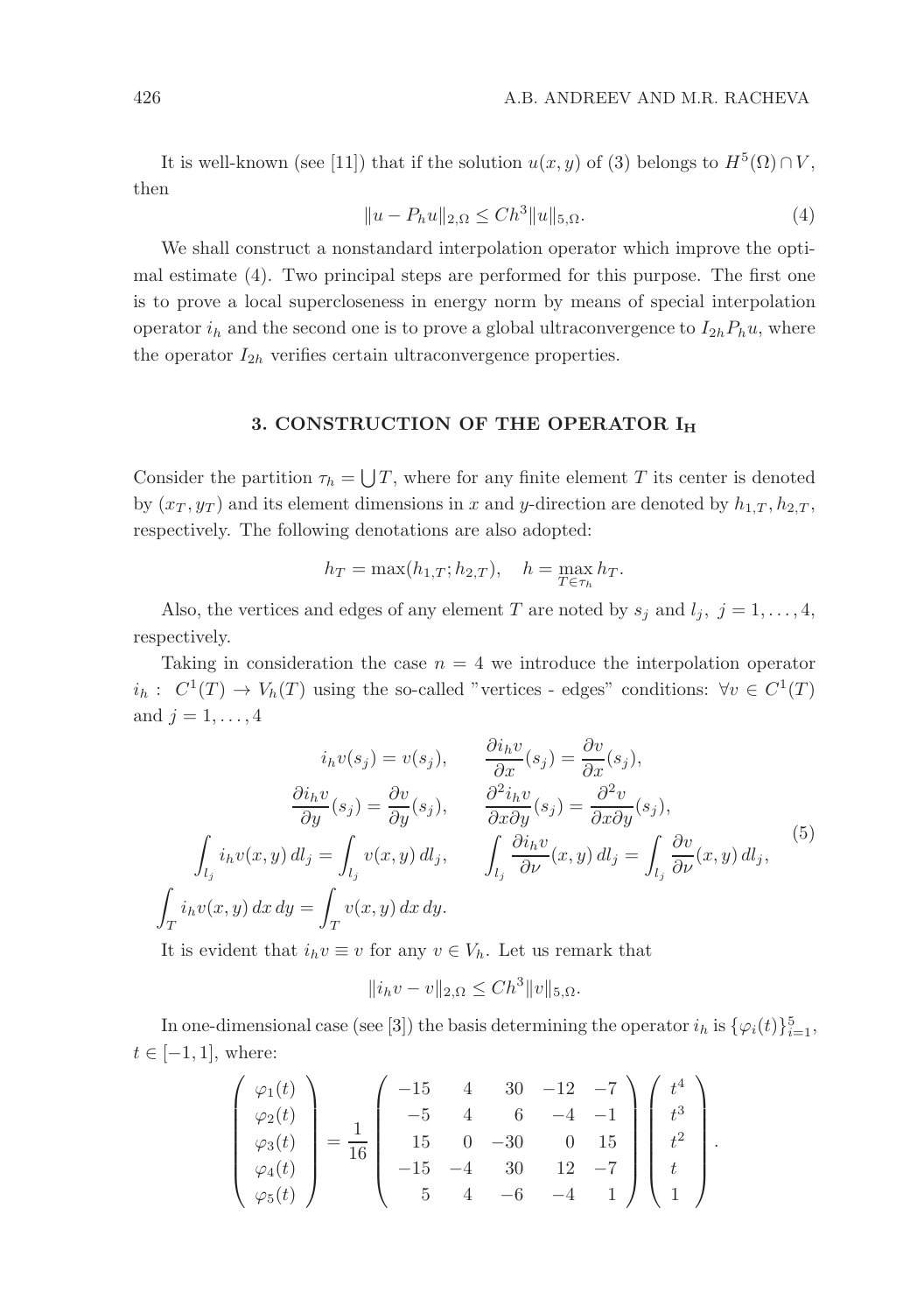It is well-known (see [11]) that if the solution $u(x,y)$ of (3) belongs to $H^5(\Omega) \cap V$, then

$$\|u - P_h u\|_{2,\Omega} \leq Ch^3 \|u\|_{5,\Omega}. \tag{4}$$

We shall construct a nonstandard interpolation operator which improve the optimal estimate (4). Two principal steps are performed for this purpose. The first one is to prove a local supercloseness in energy norm by means of special interpolation operator $i_h$ and the second one is to prove a global ultraconvergence to $I_{2h} P_h u$, where the operator $I_{2h}$ verifies certain ultraconvergence properties.

## 3. CONSTRUCTION OF THE OPERATOR $\mathbf{I_H}$

Consider the partition $\tau_h = \bigcup T$, where for any finite element $T$ its center is denoted by $(x_T, y_T)$ and its element dimensions in $x$ and $y$-direction are denoted by $h_{1,T}, h_{2,T}$, respectively. The following denotations are also adopted:

$$h_T = \max(h_{1,T}; h_{2,T}), \quad h = \max_{T \in \tau_h} h_T.$$

Also, the vertices and edges of any element $T$ are noted by $s_j$ and $l_j$, $j = 1, \ldots, 4$, respectively.

Taking in consideration the case $n = 4$ we introduce the interpolation operator $i_h : C^1(T) \to V_h(T)$ using the so-called "vertices - edges" conditions: $\forall v \in C^1(T)$ and $j = 1, \ldots, 4$

$$\begin{aligned}
i_h v(s_j) &= v(s_j), & \frac{\partial i_h v}{\partial x}(s_j) &= \frac{\partial v}{\partial x}(s_j), \\
\frac{\partial i_h v}{\partial y}(s_j) &= \frac{\partial v}{\partial y}(s_j), & \frac{\partial^2 i_h v}{\partial x \partial y}(s_j) &= \frac{\partial^2 v}{\partial x \partial y}(s_j), \\
\int_{l_j} i_h v(x,y)\, dl_j &= \int_{l_j} v(x,y)\, dl_j, & \int_{l_j} \frac{\partial i_h v}{\partial \nu}(x,y)\, dl_j &= \int_{l_j} \frac{\partial v}{\partial \nu}(x,y)\, dl_j, \\
\int_T i_h v(x,y)\, dx\, dy &= \int_T v(x,y)\, dx\, dy. & &
\end{aligned} \tag{5}$$

It is evident that $i_h v \equiv v$ for any $v \in V_h$. Let us remark that

$$\|i_h v - v\|_{2,\Omega} \leq Ch^3 \|v\|_{5,\Omega}.$$

In one-dimensional case (see [3]) the basis determining the operator $i_h$ is $\{\varphi_i(t)\}_{i=1}^5$, $t \in [-1,1]$, where:

$$\begin{pmatrix} \varphi_1(t) \\ \varphi_2(t) \\ \varphi_3(t) \\ \varphi_4(t) \\ \varphi_5(t) \end{pmatrix} = \frac{1}{16} \begin{pmatrix} -15 & 4 & 30 & -12 & -7 \\ -5 & 4 & 6 & -4 & -1 \\ 15 & 0 & -30 & 0 & 15 \\ -15 & -4 & 30 & 12 & -7 \\ 5 & 4 & -6 & -4 & 1 \end{pmatrix} \begin{pmatrix} t^4 \\ t^3 \\ t^2 \\ t \\ 1 \end{pmatrix}.$$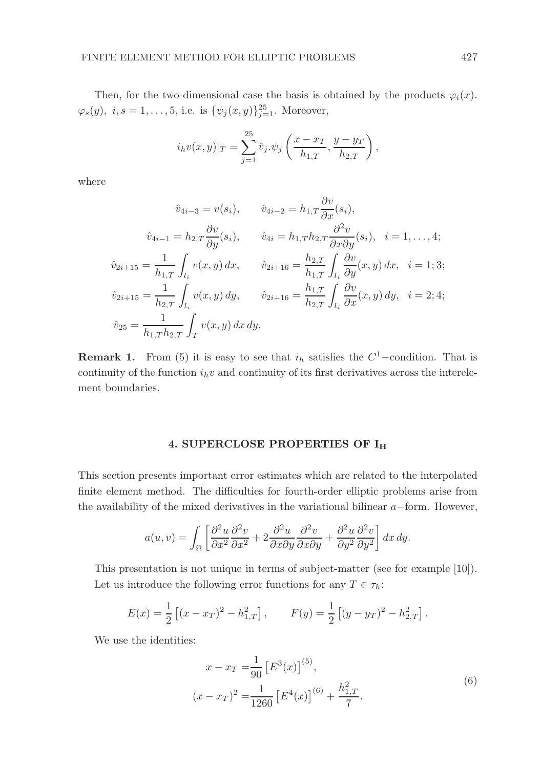Then, for the two-dimensional case the basis is obtained by the products $\varphi_i(x).\varphi_s(y),\ i, s = 1, \ldots, 5$, i.e. is $\{\psi_j(x, y)\}_{j=1}^{25}$. Moreover,

$$
i_h v(x, y)|_T = \sum_{j=1}^{25} \hat{v}_j . \psi_j \left( \frac{x - x_T}{h_{1,T}}, \frac{y - y_T}{h_{2,T}} \right),
$$

where

$$
\begin{aligned}
\hat{v}_{4i-3} &= v(s_i), & \hat{v}_{4i-2} &= h_{1,T} \frac{\partial v}{\partial x}(s_i), \\
\hat{v}_{4i-1} &= h_{2,T} \frac{\partial v}{\partial y}(s_i), & \hat{v}_{4i} &= h_{1,T} h_{2,T} \frac{\partial^2 v}{\partial x \partial y}(s_i), \quad i = 1, \ldots, 4; \\
\hat{v}_{2i+15} &= \frac{1}{h_{1,T}} \int_{l_i} v(x, y)\, dx, & \hat{v}_{2i+16} &= \frac{h_{2,T}}{h_{1,T}} \int_{l_i} \frac{\partial v}{\partial y}(x, y)\, dx, \quad i = 1; 3; \\
\hat{v}_{2i+15} &= \frac{1}{h_{2,T}} \int_{l_i} v(x, y)\, dy, & \hat{v}_{2i+16} &= \frac{h_{1,T}}{h_{2,T}} \int_{l_i} \frac{\partial v}{\partial x}(x, y)\, dy, \quad i = 2; 4; \\
\hat{v}_{25} &= \frac{1}{h_{1,T} h_{2,T}} \int_T v(x, y)\, dx\, dy.
\end{aligned}
$$

**Remark 1.** From (5) it is easy to see that $i_h$ satisfies the $C^1-$condition. That is continuity of the function $i_h v$ and continuity of its first derivatives across the interelement boundaries.

## 4. SUPERCLOSE PROPERTIES OF $I_H$

This section presents important error estimates which are related to the interpolated finite element method. The difficulties for fourth-order elliptic problems arise from the availability of the mixed derivatives in the variational bilinear $a-$form. However,

$$
a(u, v) = \int_\Omega \left[ \frac{\partial^2 u}{\partial x^2} \frac{\partial^2 v}{\partial x^2} + 2 \frac{\partial^2 u}{\partial x \partial y} \frac{\partial^2 v}{\partial x \partial y} + \frac{\partial^2 u}{\partial y^2} \frac{\partial^2 v}{\partial y^2} \right] dx\, dy.
$$

This presentation is not unique in terms of subject-matter (see for example [10]). Let us introduce the following error functions for any $T \in \tau_h$:

$$
E(x) = \frac{1}{2} \left[ (x - x_T)^2 - h_{1,T}^2 \right], \qquad F(y) = \frac{1}{2} \left[ (y - y_T)^2 - h_{2,T}^2 \right].
$$

We use the identities:

$$
\begin{aligned}
x - x_T &= \frac{1}{90} \left[ E^3(x) \right]^{(5)}, \\
(x - x_T)^2 &= \frac{1}{1260} \left[ E^4(x) \right]^{(6)} + \frac{h_{1,T}^2}{7}.
\end{aligned}
\tag{6}
$$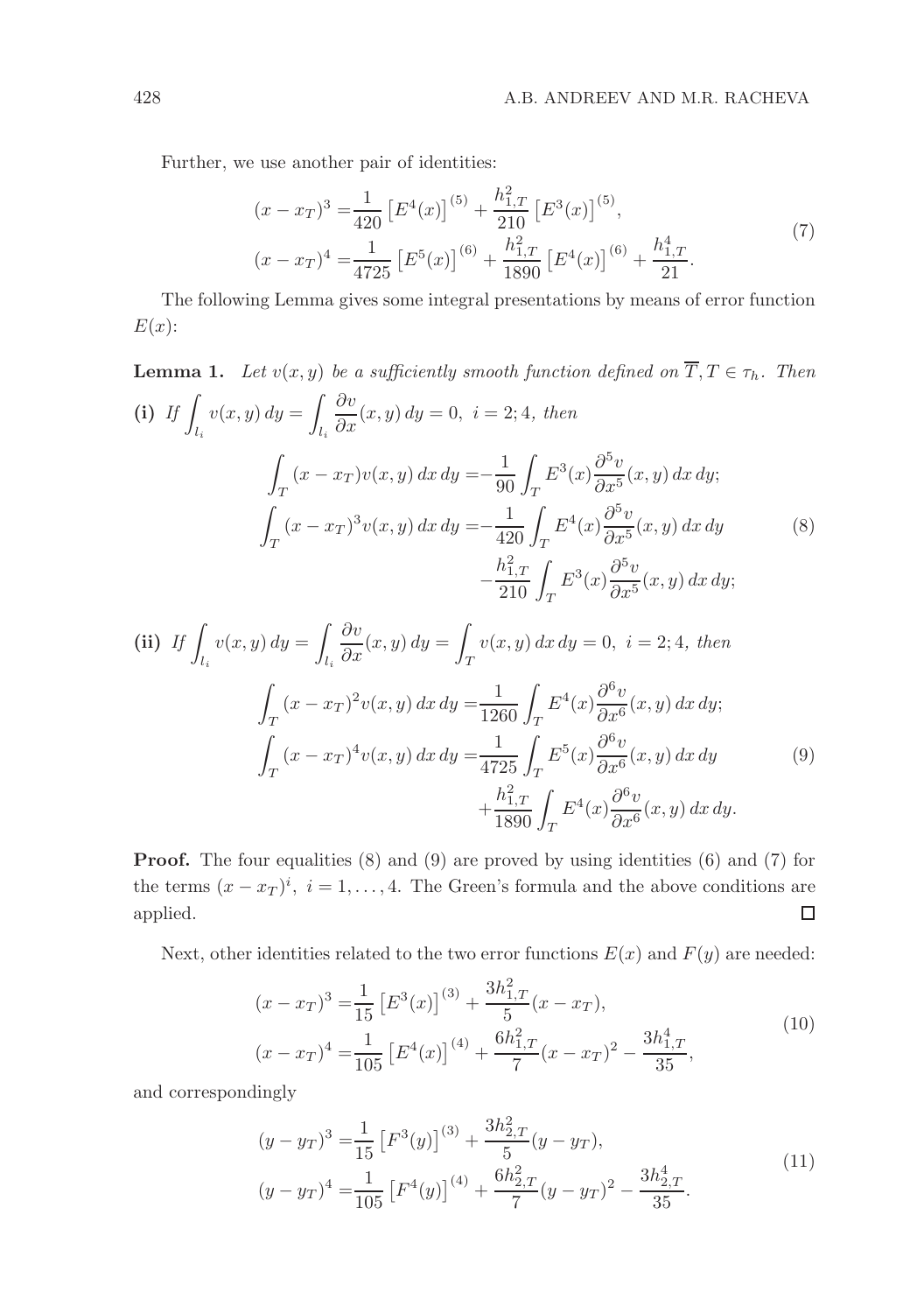Further, we use another pair of identities:

$$
\begin{aligned}
(x-x_T)^3 &= \frac{1}{420}\left[E^4(x)\right]^{(5)} + \frac{h_{1,T}^2}{210}\left[E^3(x)\right]^{(5)},\\
(x-x_T)^4 &= \frac{1}{4725}\left[E^5(x)\right]^{(6)} + \frac{h_{1,T}^2}{1890}\left[E^4(x)\right]^{(6)} + \frac{h_{1,T}^4}{21}.
\end{aligned} \tag{7}
$$

The following Lemma gives some integral presentations by means of error function $E(x)$:

**Lemma 1.** *Let $v(x,y)$ be a sufficiently smooth function defined on $\overline{T}, T \in \tau_h$. Then*

**(i)** *If* $\displaystyle\int_{l_i} v(x,y)\,dy = \int_{l_i} \frac{\partial v}{\partial x}(x,y)\,dy = 0,\ i = 2;4,$ *then*

$$
\begin{aligned}
\int_T (x-x_T)v(x,y)\,dx\,dy &= -\frac{1}{90}\int_T E^3(x)\frac{\partial^5 v}{\partial x^5}(x,y)\,dx\,dy;\\
\int_T (x-x_T)^3 v(x,y)\,dx\,dy &= -\frac{1}{420}\int_T E^4(x)\frac{\partial^5 v}{\partial x^5}(x,y)\,dx\,dy\\
&\quad -\frac{h_{1,T}^2}{210}\int_T E^3(x)\frac{\partial^5 v}{\partial x^5}(x,y)\,dx\,dy;
\end{aligned} \tag{8}
$$

**(ii)** *If* $\displaystyle\int_{l_i} v(x,y)\,dy = \int_{l_i} \frac{\partial v}{\partial x}(x,y)\,dy = \int_T v(x,y)\,dx\,dy = 0,\ i = 2;4,$ *then*

$$
\begin{aligned}
\int_T (x-x_T)^2 v(x,y)\,dx\,dy &= \frac{1}{1260}\int_T E^4(x)\frac{\partial^6 v}{\partial x^6}(x,y)\,dx\,dy;\\
\int_T (x-x_T)^4 v(x,y)\,dx\,dy &= \frac{1}{4725}\int_T E^5(x)\frac{\partial^6 v}{\partial x^6}(x,y)\,dx\,dy\\
&\quad +\frac{h_{1,T}^2}{1890}\int_T E^4(x)\frac{\partial^6 v}{\partial x^6}(x,y)\,dx\,dy.
\end{aligned} \tag{9}
$$

**Proof.** The four equalities (8) and (9) are proved by using identities (6) and (7) for the terms $(x-x_T)^i,\ i = 1,\ldots,4$. The Green's formula and the above conditions are applied. $\square$

Next, other identities related to the two error functions $E(x)$ and $F(y)$ are needed:

$$
\begin{aligned}
(x-x_T)^3 &= \frac{1}{15}\left[E^3(x)\right]^{(3)} + \frac{3h_{1,T}^2}{5}(x-x_T),\\
(x-x_T)^4 &= \frac{1}{105}\left[E^4(x)\right]^{(4)} + \frac{6h_{1,T}^2}{7}(x-x_T)^2 - \frac{3h_{1,T}^4}{35},
\end{aligned} \tag{10}
$$

and correspondingly

$$
\begin{aligned}
(y-y_T)^3 &= \frac{1}{15}\left[F^3(y)\right]^{(3)} + \frac{3h_{2,T}^2}{5}(y-y_T),\\
(y-y_T)^4 &= \frac{1}{105}\left[F^4(y)\right]^{(4)} + \frac{6h_{2,T}^2}{7}(y-y_T)^2 - \frac{3h_{2,T}^4}{35}.
\end{aligned} \tag{11}
$$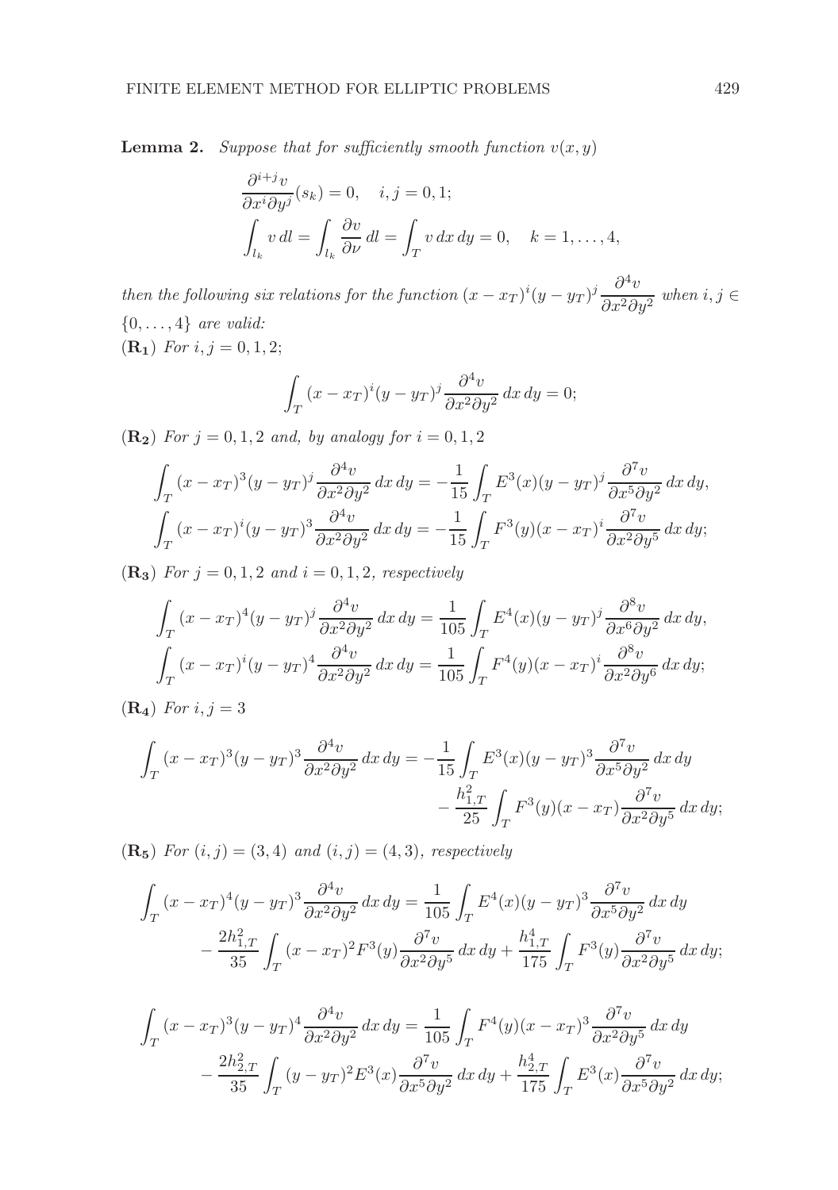**Lemma 2.** *Suppose that for sufficiently smooth function $v(x,y)$*

$$\frac{\partial^{i+j} v}{\partial x^i \partial y^j}(s_k) = 0, \quad i,j = 0,1;$$
$$\int_{l_k} v\, dl = \int_{l_k} \frac{\partial v}{\partial \nu}\, dl = \int_T v\, dx\, dy = 0, \quad k = 1,\ldots,4,$$

*then the following six relations for the function $(x-x_T)^i (y-y_T)^j \dfrac{\partial^4 v}{\partial x^2 \partial y^2}$ when $i,j \in \{0,\ldots,4\}$ are valid:*

$(\mathbf{R_1})$ *For $i,j = 0,1,2$;*

$$\int_T (x-x_T)^i (y-y_T)^j \frac{\partial^4 v}{\partial x^2 \partial y^2}\, dx\, dy = 0;$$

$(\mathbf{R_2})$ *For $j = 0,1,2$ and, by analogy for $i = 0,1,2$*

$$\int_T (x-x_T)^3 (y-y_T)^j \frac{\partial^4 v}{\partial x^2 \partial y^2}\, dx\, dy = -\frac{1}{15} \int_T E^3(x) (y-y_T)^j \frac{\partial^7 v}{\partial x^5 \partial y^2}\, dx\, dy,$$
$$\int_T (x-x_T)^i (y-y_T)^3 \frac{\partial^4 v}{\partial x^2 \partial y^2}\, dx\, dy = -\frac{1}{15} \int_T F^3(y) (x-x_T)^i \frac{\partial^7 v}{\partial x^2 \partial y^5}\, dx\, dy;$$

$(\mathbf{R_3})$ *For $j = 0,1,2$ and $i = 0,1,2$, respectively*

$$\int_T (x-x_T)^4 (y-y_T)^j \frac{\partial^4 v}{\partial x^2 \partial y^2}\, dx\, dy = \frac{1}{105} \int_T E^4(x) (y-y_T)^j \frac{\partial^8 v}{\partial x^6 \partial y^2}\, dx\, dy,$$
$$\int_T (x-x_T)^i (y-y_T)^4 \frac{\partial^4 v}{\partial x^2 \partial y^2}\, dx\, dy = \frac{1}{105} \int_T F^4(y) (x-x_T)^i \frac{\partial^8 v}{\partial x^2 \partial y^6}\, dx\, dy;$$

$(\mathbf{R_4})$ *For $i,j = 3$*

$$\int_T (x-x_T)^3 (y-y_T)^3 \frac{\partial^4 v}{\partial x^2 \partial y^2}\, dx\, dy = -\frac{1}{15} \int_T E^3(x) (y-y_T)^3 \frac{\partial^7 v}{\partial x^5 \partial y^2}\, dx\, dy - \frac{h_{1,T}^2}{25} \int_T F^3(y) (x-x_T) \frac{\partial^7 v}{\partial x^2 \partial y^5}\, dx\, dy;$$

$(\mathbf{R_5})$ *For $(i,j) = (3,4)$ and $(i,j) = (4,3)$, respectively*

$$\int_T (x-x_T)^4 (y-y_T)^3 \frac{\partial^4 v}{\partial x^2 \partial y^2}\, dx\, dy = \frac{1}{105} \int_T E^4(x) (y-y_T)^3 \frac{\partial^7 v}{\partial x^5 \partial y^2}\, dx\, dy - \frac{2h_{1,T}^2}{35} \int_T (x-x_T)^2 F^3(y) \frac{\partial^7 v}{\partial x^2 \partial y^5}\, dx\, dy + \frac{h_{1,T}^4}{175} \int_T F^3(y) \frac{\partial^7 v}{\partial x^2 \partial y^5}\, dx\, dy;$$

$$\int_T (x-x_T)^3 (y-y_T)^4 \frac{\partial^4 v}{\partial x^2 \partial y^2}\, dx\, dy = \frac{1}{105} \int_T F^4(y) (x-x_T)^3 \frac{\partial^7 v}{\partial x^2 \partial y^5}\, dx\, dy - \frac{2h_{2,T}^2}{35} \int_T (y-y_T)^2 E^3(x) \frac{\partial^7 v}{\partial x^5 \partial y^2}\, dx\, dy + \frac{h_{2,T}^4}{175} \int_T E^3(x) \frac{\partial^7 v}{\partial x^5 \partial y^2}\, dx\, dy;$$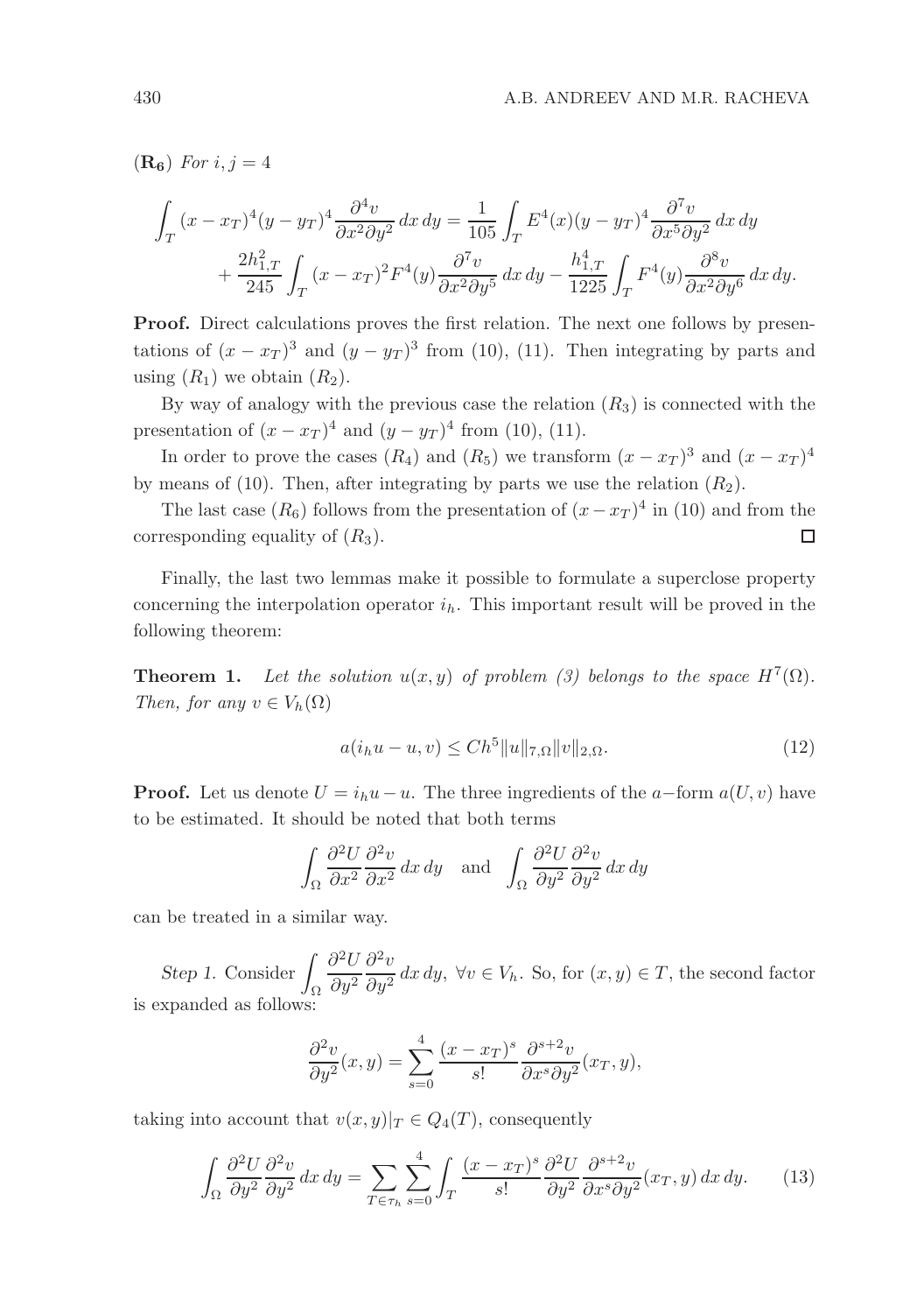**($\mathbf{R_6}$)** *For* $i, j = 4$

$$\int_T (x-x_T)^4 (y-y_T)^4 \frac{\partial^4 v}{\partial x^2 \partial y^2}\,dx\,dy = \frac{1}{105}\int_T E^4(x)(y-y_T)^4 \frac{\partial^7 v}{\partial x^5 \partial y^2}\,dx\,dy$$
$$+\frac{2h_{1,T}^2}{245}\int_T (x-x_T)^2 F^4(y)\frac{\partial^7 v}{\partial x^2 \partial y^5}\,dx\,dy - \frac{h_{1,T}^4}{1225}\int_T F^4(y)\frac{\partial^8 v}{\partial x^2 \partial y^6}\,dx\,dy.$$

**Proof.** Direct calculations proves the first relation. The next one follows by presentations of $(x-x_T)^3$ and $(y-y_T)^3$ from (10), (11). Then integrating by parts and using $(R_1)$ we obtain $(R_2)$.

By way of analogy with the previous case the relation $(R_3)$ is connected with the presentation of $(x-x_T)^4$ and $(y-y_T)^4$ from (10), (11).

In order to prove the cases $(R_4)$ and $(R_5)$ we transform $(x-x_T)^3$ and $(x-x_T)^4$ by means of (10). Then, after integrating by parts we use the relation $(R_2)$.

The last case $(R_6)$ follows from the presentation of $(x-x_T)^4$ in (10) and from the corresponding equality of $(R_3)$. □

Finally, the last two lemmas make it possible to formulate a superclose property concerning the interpolation operator $i_h$. This important result will be proved in the following theorem:

**Theorem 1.** *Let the solution $u(x,y)$ of problem (3) belongs to the space $H^7(\Omega)$. Then, for any $v \in V_h(\Omega)$*

$$a(i_h u - u, v) \le Ch^5 \|u\|_{7,\Omega}\|v\|_{2,\Omega}. \tag{12}$$

**Proof.** Let us denote $U = i_h u - u$. The three ingredients of the $a-$form $a(U,v)$ have to be estimated. It should be noted that both terms

$$\int_\Omega \frac{\partial^2 U}{\partial x^2}\frac{\partial^2 v}{\partial x^2}\,dx\,dy \quad \text{and} \quad \int_\Omega \frac{\partial^2 U}{\partial y^2}\frac{\partial^2 v}{\partial y^2}\,dx\,dy$$

can be treated in a similar way.

*Step 1.* Consider $\int_\Omega \frac{\partial^2 U}{\partial y^2}\frac{\partial^2 v}{\partial y^2}\,dx\,dy$, $\forall v \in V_h$. So, for $(x,y) \in T$, the second factor is expanded as follows:

$$\frac{\partial^2 v}{\partial y^2}(x,y) = \sum_{s=0}^{4} \frac{(x-x_T)^s}{s!}\frac{\partial^{s+2} v}{\partial x^s \partial y^2}(x_T, y),$$

taking into account that $v(x,y)|_T \in Q_4(T)$, consequently

$$\int_\Omega \frac{\partial^2 U}{\partial y^2}\frac{\partial^2 v}{\partial y^2}\,dx\,dy = \sum_{T\in\tau_h}\sum_{s=0}^{4}\int_T \frac{(x-x_T)^s}{s!}\frac{\partial^2 U}{\partial y^2}\frac{\partial^{s+2} v}{\partial x^s \partial y^2}(x_T,y)\,dx\,dy. \tag{13}$$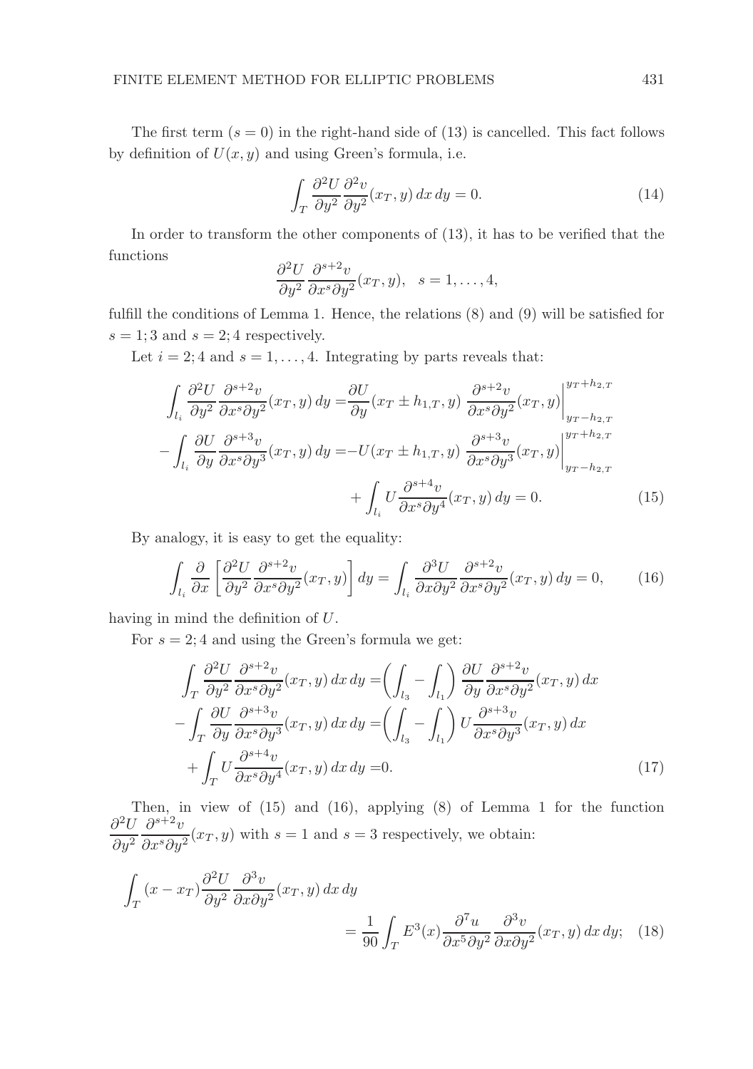The first term ($s = 0$) in the right-hand side of (13) is cancelled. This fact follows by definition of $U(x, y)$ and using Green's formula, i.e.

$$\int_T \frac{\partial^2 U}{\partial y^2} \frac{\partial^2 v}{\partial y^2}(x_T, y)\, dx\, dy = 0. \tag{14}$$

In order to transform the other components of (13), it has to be verified that the functions

$$\frac{\partial^2 U}{\partial y^2} \frac{\partial^{s+2} v}{\partial x^s \partial y^2}(x_T, y), \quad s = 1, \ldots, 4,$$

fulfill the conditions of Lemma 1. Hence, the relations (8) and (9) will be satisfied for $s = 1; 3$ and $s = 2; 4$ respectively.

Let $i = 2; 4$ and $s = 1, \ldots, 4$. Integrating by parts reveals that:

$$\begin{aligned}
\int_{l_i} \frac{\partial^2 U}{\partial y^2} \frac{\partial^{s+2} v}{\partial x^s \partial y^2}(x_T, y)\, dy =& \frac{\partial U}{\partial y}(x_T \pm h_{1,T}, y)\ \frac{\partial^{s+2} v}{\partial x^s \partial y^2}(x_T, y)\bigg|_{y_T - h_{2,T}}^{y_T + h_{2,T}} \\
- \int_{l_i} \frac{\partial U}{\partial y} \frac{\partial^{s+3} v}{\partial x^s \partial y^3}(x_T, y)\, dy =& -U(x_T \pm h_{1,T}, y)\ \frac{\partial^{s+3} v}{\partial x^s \partial y^3}(x_T, y)\bigg|_{y_T - h_{2,T}}^{y_T + h_{2,T}} \\
&+ \int_{l_i} U \frac{\partial^{s+4} v}{\partial x^s \partial y^4}(x_T, y)\, dy = 0.
\end{aligned} \tag{15}$$

By analogy, it is easy to get the equality:

$$\int_{l_i} \frac{\partial}{\partial x}\left[\frac{\partial^2 U}{\partial y^2} \frac{\partial^{s+2} v}{\partial x^s \partial y^2}(x_T, y)\right] dy = \int_{l_i} \frac{\partial^3 U}{\partial x \partial y^2} \frac{\partial^{s+2} v}{\partial x^s \partial y^2}(x_T, y)\, dy = 0, \tag{16}$$

having in mind the definition of $U$.

For $s = 2; 4$ and using the Green's formula we get:

$$\begin{aligned}
\int_T \frac{\partial^2 U}{\partial y^2} \frac{\partial^{s+2} v}{\partial x^s \partial y^2}(x_T, y)\, dx\, dy =& \left(\int_{l_3} - \int_{l_1}\right) \frac{\partial U}{\partial y} \frac{\partial^{s+2} v}{\partial x^s \partial y^2}(x_T, y)\, dx \\
- \int_T \frac{\partial U}{\partial y} \frac{\partial^{s+3} v}{\partial x^s \partial y^3}(x_T, y)\, dx\, dy =& \left(\int_{l_3} - \int_{l_1}\right) U \frac{\partial^{s+3} v}{\partial x^s \partial y^3}(x_T, y)\, dx \\
+ \int_T U \frac{\partial^{s+4} v}{\partial x^s \partial y^4}(x_T, y)\, dx\, dy =& 0.
\end{aligned} \tag{17}$$

Then, in view of (15) and (16), applying (8) of Lemma 1 for the function $\dfrac{\partial^2 U}{\partial y^2} \dfrac{\partial^{s+2} v}{\partial x^s \partial y^2}(x_T, y)$ with $s = 1$ and $s = 3$ respectively, we obtain:

$$\begin{aligned}
\int_T (x - x_T) \frac{\partial^2 U}{\partial y^2} \frac{\partial^3 v}{\partial x \partial y^2}(x_T, y)\, dx\, dy& \\
= \frac{1}{90} \int_T E^3(x) \frac{\partial^7 u}{\partial x^5 \partial y^2} \frac{\partial^3 v}{\partial x \partial y^2}(x_T, y)\, dx\, dy;&
\end{aligned} \tag{18}$$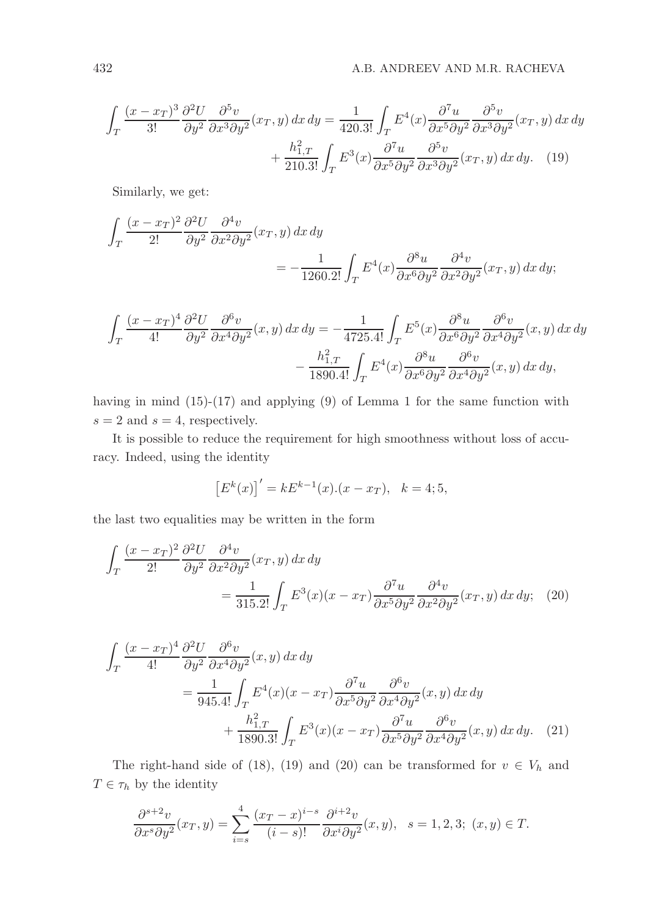$$\int_T \frac{(x-x_T)^3}{3!}\frac{\partial^2 U}{\partial y^2}\frac{\partial^5 v}{\partial x^3 \partial y^2}(x_T,y)\,dx\,dy = \frac{1}{420.3!}\int_T E^4(x)\frac{\partial^7 u}{\partial x^5 \partial y^2}\frac{\partial^5 v}{\partial x^3 \partial y^2}(x_T,y)\,dx\,dy + \frac{h_{1,T}^2}{210.3!}\int_T E^3(x)\frac{\partial^7 u}{\partial x^5 \partial y^2}\frac{\partial^5 v}{\partial x^3 \partial y^2}(x_T,y)\,dx\,dy. \quad (19)$$

Similarly, we get:

$$\int_T \frac{(x-x_T)^2}{2!}\frac{\partial^2 U}{\partial y^2}\frac{\partial^4 v}{\partial x^2 \partial y^2}(x_T,y)\,dx\,dy = -\frac{1}{1260.2!}\int_T E^4(x)\frac{\partial^8 u}{\partial x^6 \partial y^2}\frac{\partial^4 v}{\partial x^2 \partial y^2}(x_T,y)\,dx\,dy;$$

$$\int_T \frac{(x-x_T)^4}{4!}\frac{\partial^2 U}{\partial y^2}\frac{\partial^6 v}{\partial x^4 \partial y^2}(x,y)\,dx\,dy = -\frac{1}{4725.4!}\int_T E^5(x)\frac{\partial^8 u}{\partial x^6 \partial y^2}\frac{\partial^6 v}{\partial x^4 \partial y^2}(x,y)\,dx\,dy - \frac{h_{1,T}^2}{1890.4!}\int_T E^4(x)\frac{\partial^8 u}{\partial x^6 \partial y^2}\frac{\partial^6 v}{\partial x^4 \partial y^2}(x,y)\,dx\,dy,$$

having in mind (15)-(17) and applying (9) of Lemma 1 for the same function with $s = 2$ and $s = 4$, respectively.

It is possible to reduce the requirement for high smoothness without loss of accuracy. Indeed, using the identity

$$\left[E^k(x)\right]' = kE^{k-1}(x).(x-x_T), \quad k = 4; 5,$$

the last two equalities may be written in the form

$$\int_T \frac{(x-x_T)^2}{2!}\frac{\partial^2 U}{\partial y^2}\frac{\partial^4 v}{\partial x^2 \partial y^2}(x_T,y)\,dx\,dy = \frac{1}{315.2!}\int_T E^3(x)(x-x_T)\frac{\partial^7 u}{\partial x^5 \partial y^2}\frac{\partial^4 v}{\partial x^2 \partial y^2}(x_T,y)\,dx\,dy; \quad (20)$$

$$\int_T \frac{(x-x_T)^4}{4!}\frac{\partial^2 U}{\partial y^2}\frac{\partial^6 v}{\partial x^4 \partial y^2}(x,y)\,dx\,dy = \frac{1}{945.4!}\int_T E^4(x)(x-x_T)\frac{\partial^7 u}{\partial x^5 \partial y^2}\frac{\partial^6 v}{\partial x^4 \partial y^2}(x,y)\,dx\,dy + \frac{h_{1,T}^2}{1890.3!}\int_T E^3(x)(x-x_T)\frac{\partial^7 u}{\partial x^5 \partial y^2}\frac{\partial^6 v}{\partial x^4 \partial y^2}(x,y)\,dx\,dy. \quad (21)$$

The right-hand side of (18), (19) and (20) can be transformed for $v \in V_h$ and $T \in \tau_h$ by the identity

$$\frac{\partial^{s+2} v}{\partial x^s \partial y^2}(x_T,y) = \sum_{i=s}^{4} \frac{(x_T-x)^{i-s}}{(i-s)!}\frac{\partial^{i+2} v}{\partial x^i \partial y^2}(x,y), \quad s = 1,2,3;\ (x,y) \in T.$$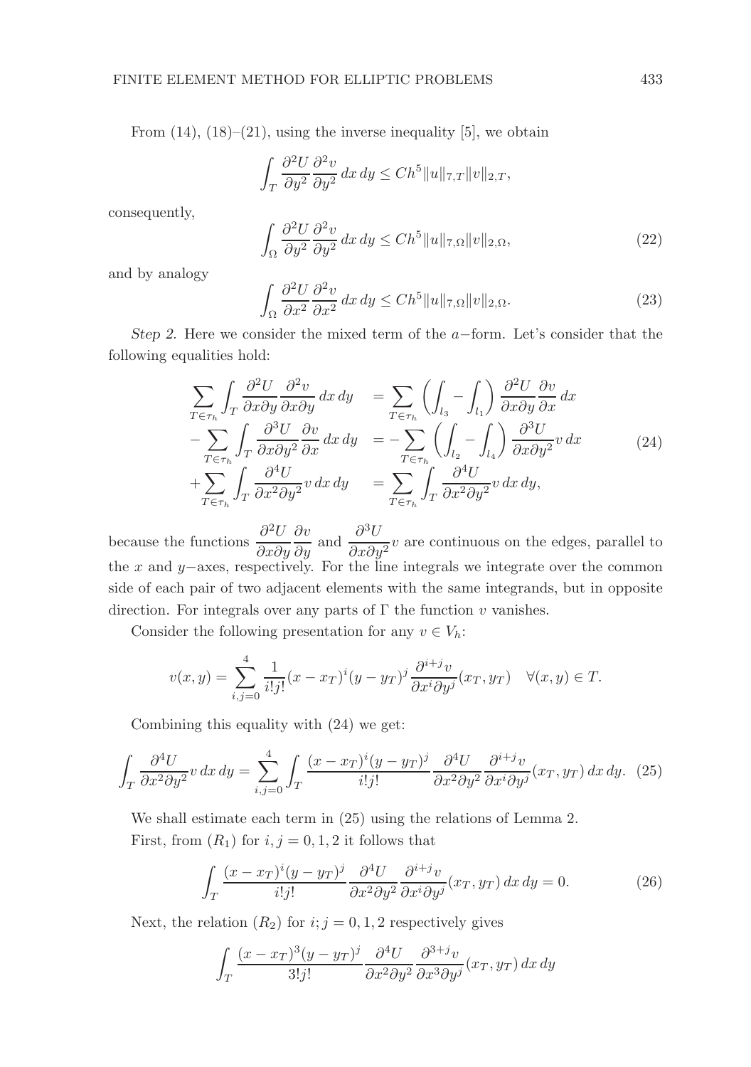From (14), (18)–(21), using the inverse inequality [5], we obtain

$$\int_T \frac{\partial^2 U}{\partial y^2} \frac{\partial^2 v}{\partial y^2}\, dx\, dy \le Ch^5 \|u\|_{7,T} \|v\|_{2,T},$$

consequently,

$$\int_\Omega \frac{\partial^2 U}{\partial y^2} \frac{\partial^2 v}{\partial y^2}\, dx\, dy \le Ch^5 \|u\|_{7,\Omega} \|v\|_{2,\Omega}, \tag{22}$$

and by analogy

$$\int_\Omega \frac{\partial^2 U}{\partial x^2} \frac{\partial^2 v}{\partial x^2}\, dx\, dy \le Ch^5 \|u\|_{7,\Omega} \|v\|_{2,\Omega}. \tag{23}$$

*Step 2.* Here we consider the mixed term of the $a-$form. Let's consider that the following equalities hold:

$$\begin{aligned}
\sum_{T\in\tau_h} \int_T \frac{\partial^2 U}{\partial x \partial y} \frac{\partial^2 v}{\partial x \partial y}\, dx\, dy \quad &= \sum_{T\in\tau_h} \left( \int_{l_3} - \int_{l_1} \right) \frac{\partial^2 U}{\partial x \partial y} \frac{\partial v}{\partial x}\, dx \\
- \sum_{T\in\tau_h} \int_T \frac{\partial^3 U}{\partial x \partial y^2} \frac{\partial v}{\partial x}\, dx\, dy \quad &= - \sum_{T\in\tau_h} \left( \int_{l_2} - \int_{l_4} \right) \frac{\partial^3 U}{\partial x \partial y^2} v\, dx \\
+ \sum_{T\in\tau_h} \int_T \frac{\partial^4 U}{\partial x^2 \partial y^2} v\, dx\, dy \quad &= \sum_{T\in\tau_h} \int_T \frac{\partial^4 U}{\partial x^2 \partial y^2} v\, dx\, dy,
\end{aligned} \tag{24}$$

because the functions $\dfrac{\partial^2 U}{\partial x \partial y} \dfrac{\partial v}{\partial y}$ and $\dfrac{\partial^3 U}{\partial x \partial y^2} v$ are continuous on the edges, parallel to the $x$ and $y-$axes, respectively. For the line integrals we integrate over the common side of each pair of two adjacent elements with the same integrands, but in opposite direction. For integrals over any parts of $\Gamma$ the function $v$ vanishes.

Consider the following presentation for any $v \in V_h$:

$$v(x,y) = \sum_{i,j=0}^{4} \frac{1}{i!j!} (x - x_T)^i (y - y_T)^j \frac{\partial^{i+j} v}{\partial x^i \partial y^j}(x_T, y_T) \quad \forall (x,y) \in T.$$

Combining this equality with (24) we get:

$$\int_T \frac{\partial^4 U}{\partial x^2 \partial y^2} v\, dx\, dy = \sum_{i,j=0}^{4} \int_T \frac{(x - x_T)^i (y - y_T)^j}{i!j!} \frac{\partial^4 U}{\partial x^2 \partial y^2} \frac{\partial^{i+j} v}{\partial x^i \partial y^j}(x_T, y_T)\, dx\, dy. \tag{25}$$

We shall estimate each term in (25) using the relations of Lemma 2.

First, from $(R_1)$ for $i, j = 0, 1, 2$ it follows that

$$\int_T \frac{(x - x_T)^i (y - y_T)^j}{i!j!} \frac{\partial^4 U}{\partial x^2 \partial y^2} \frac{\partial^{i+j} v}{\partial x^i \partial y^j}(x_T, y_T)\, dx\, dy = 0. \tag{26}$$

Next, the relation $(R_2)$ for $i; j = 0, 1, 2$ respectively gives

$$\int_T \frac{(x - x_T)^3 (y - y_T)^j}{3!j!} \frac{\partial^4 U}{\partial x^2 \partial y^2} \frac{\partial^{3+j} v}{\partial x^3 \partial y^j}(x_T, y_T)\, dx\, dy$$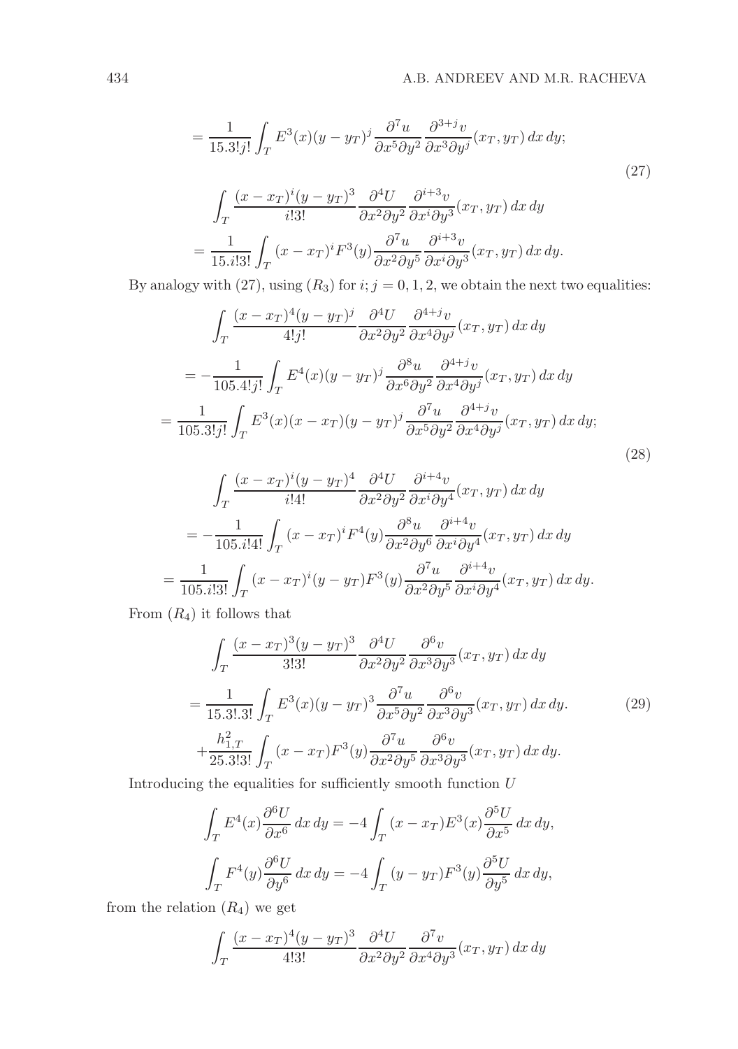$$= \frac{1}{15.3!j!}\int_T E^3(x)(y-y_T)^j \frac{\partial^7 u}{\partial x^5 \partial y^2}\frac{\partial^{3+j} v}{\partial x^3 \partial y^j}(x_T,y_T)\,dx\,dy;$$

$$\int_T \frac{(x-x_T)^i(y-y_T)^3}{i!3!}\frac{\partial^4 U}{\partial x^2 \partial y^2}\frac{\partial^{i+3} v}{\partial x^i \partial y^3}(x_T,y_T)\,dx\,dy$$
$$= \frac{1}{15.i!3!}\int_T (x-x_T)^i F^3(y)\frac{\partial^7 u}{\partial x^2 \partial y^5}\frac{\partial^{i+3} v}{\partial x^i \partial y^3}(x_T,y_T)\,dx\,dy. \tag{27}$$

By analogy with (27), using $(R_3)$ for $i;j=0,1,2$, we obtain the next two equalities:

$$\int_T \frac{(x-x_T)^4(y-y_T)^j}{4!j!}\frac{\partial^4 U}{\partial x^2 \partial y^2}\frac{\partial^{4+j} v}{\partial x^4 \partial y^j}(x_T,y_T)\,dx\,dy$$
$$= -\frac{1}{105.4!j!}\int_T E^4(x)(y-y_T)^j \frac{\partial^8 u}{\partial x^6 \partial y^2}\frac{\partial^{4+j} v}{\partial x^4 \partial y^j}(x_T,y_T)\,dx\,dy$$
$$= \frac{1}{105.3!j!}\int_T E^3(x)(x-x_T)(y-y_T)^j \frac{\partial^7 u}{\partial x^5 \partial y^2}\frac{\partial^{4+j} v}{\partial x^4 \partial y^j}(x_T,y_T)\,dx\,dy;$$

$$\int_T \frac{(x-x_T)^i(y-y_T)^4}{i!4!}\frac{\partial^4 U}{\partial x^2 \partial y^2}\frac{\partial^{i+4} v}{\partial x^i \partial y^4}(x_T,y_T)\,dx\,dy$$
$$= -\frac{1}{105.i!4!}\int_T (x-x_T)^i F^4(y)\frac{\partial^8 u}{\partial x^2 \partial y^6}\frac{\partial^{i+4} v}{\partial x^i \partial y^4}(x_T,y_T)\,dx\,dy$$
$$= \frac{1}{105.i!3!}\int_T (x-x_T)^i (y-y_T)F^3(y)\frac{\partial^7 u}{\partial x^2 \partial y^5}\frac{\partial^{i+4} v}{\partial x^i \partial y^4}(x_T,y_T)\,dx\,dy. \tag{28}$$

From $(R_4)$ it follows that

$$\int_T \frac{(x-x_T)^3(y-y_T)^3}{3!3!}\frac{\partial^4 U}{\partial x^2 \partial y^2}\frac{\partial^6 v}{\partial x^3 \partial y^3}(x_T,y_T)\,dx\,dy$$
$$= \frac{1}{15.3!.3!}\int_T E^3(x)(y-y_T)^3 \frac{\partial^7 u}{\partial x^5 \partial y^2}\frac{\partial^6 v}{\partial x^3 \partial y^3}(x_T,y_T)\,dx\,dy. \tag{29}$$
$$+\frac{h_{1,T}^2}{25.3!3!}\int_T (x-x_T)F^3(y)\frac{\partial^7 u}{\partial x^2 \partial y^5}\frac{\partial^6 v}{\partial x^3 \partial y^3}(x_T,y_T)\,dx\,dy.$$

Introducing the equalities for sufficiently smooth function $U$

$$\int_T E^4(x)\frac{\partial^6 U}{\partial x^6}\,dx\,dy = -4\int_T (x-x_T)E^3(x)\frac{\partial^5 U}{\partial x^5}\,dx\,dy,$$
$$\int_T F^4(y)\frac{\partial^6 U}{\partial y^6}\,dx\,dy = -4\int_T (y-y_T)F^3(y)\frac{\partial^5 U}{\partial y^5}\,dx\,dy,$$

from the relation $(R_4)$ we get

$$\int_T \frac{(x-x_T)^4(y-y_T)^3}{4!3!}\frac{\partial^4 U}{\partial x^2 \partial y^2}\frac{\partial^7 v}{\partial x^4 \partial y^3}(x_T,y_T)\,dx\,dy$$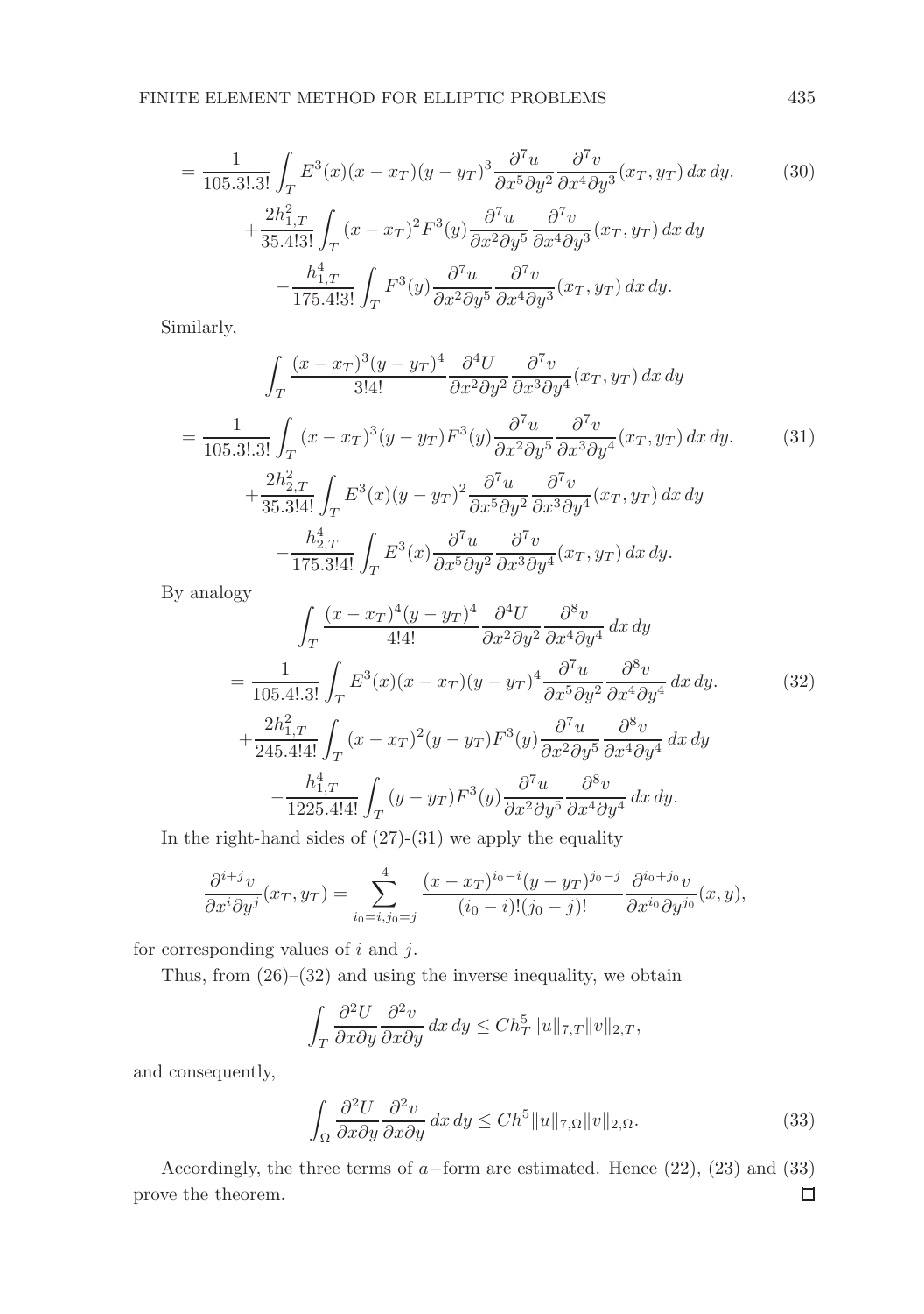$$
\begin{aligned}
&= \frac{1}{105.3!.3!}\int_T E^3(x)(x-x_T)(y-y_T)^3 \frac{\partial^7 u}{\partial x^5 \partial y^2}\frac{\partial^7 v}{\partial x^4 \partial y^3}(x_T,y_T)\,dx\,dy. \qquad (30)\\
&\quad + \frac{2h_{1,T}^2}{35.4!3!}\int_T (x-x_T)^2 F^3(y)\frac{\partial^7 u}{\partial x^2 \partial y^5}\frac{\partial^7 v}{\partial x^4 \partial y^3}(x_T,y_T)\,dx\,dy\\
&\quad - \frac{h_{1,T}^4}{175.4!3!}\int_T F^3(y)\frac{\partial^7 u}{\partial x^2 \partial y^5}\frac{\partial^7 v}{\partial x^4 \partial y^3}(x_T,y_T)\,dx\,dy.
\end{aligned}
$$

Similarly,

$$
\begin{aligned}
&\int_T \frac{(x-x_T)^3(y-y_T)^4}{3!4!}\frac{\partial^4 U}{\partial x^2 \partial y^2}\frac{\partial^7 v}{\partial x^3 \partial y^4}(x_T,y_T)\,dx\,dy\\
&= \frac{1}{105.3!.3!}\int_T (x-x_T)^3(y-y_T)F^3(y)\frac{\partial^7 u}{\partial x^2 \partial y^5}\frac{\partial^7 v}{\partial x^3 \partial y^4}(x_T,y_T)\,dx\,dy. \qquad (31)\\
&\quad + \frac{2h_{2,T}^2}{35.3!4!}\int_T E^3(x)(y-y_T)^2\frac{\partial^7 u}{\partial x^5 \partial y^2}\frac{\partial^7 v}{\partial x^3 \partial y^4}(x_T,y_T)\,dx\,dy\\
&\quad - \frac{h_{2,T}^4}{175.3!4!}\int_T E^3(x)\frac{\partial^7 u}{\partial x^5 \partial y^2}\frac{\partial^7 v}{\partial x^3 \partial y^4}(x_T,y_T)\,dx\,dy.
\end{aligned}
$$

By analogy

$$
\begin{aligned}
&\int_T \frac{(x-x_T)^4(y-y_T)^4}{4!4!}\frac{\partial^4 U}{\partial x^2 \partial y^2}\frac{\partial^8 v}{\partial x^4 \partial y^4}\,dx\,dy\\
&= \frac{1}{105.4!.3!}\int_T E^3(x)(x-x_T)(y-y_T)^4\frac{\partial^7 u}{\partial x^5 \partial y^2}\frac{\partial^8 v}{\partial x^4 \partial y^4}\,dx\,dy. \qquad (32)\\
&\quad + \frac{2h_{1,T}^2}{245.4!4!}\int_T (x-x_T)^2(y-y_T)F^3(y)\frac{\partial^7 u}{\partial x^2 \partial y^5}\frac{\partial^8 v}{\partial x^4 \partial y^4}\,dx\,dy\\
&\quad - \frac{h_{1,T}^4}{1225.4!4!}\int_T (y-y_T)F^3(y)\frac{\partial^7 u}{\partial x^2 \partial y^5}\frac{\partial^8 v}{\partial x^4 \partial y^4}\,dx\,dy.
\end{aligned}
$$

In the right-hand sides of (27)-(31) we apply the equality

$$
\frac{\partial^{i+j} v}{\partial x^i \partial y^j}(x_T,y_T) = \sum_{i_0=i,j_0=j}^{4} \frac{(x-x_T)^{i_0-i}(y-y_T)^{j_0-j}}{(i_0-i)!(j_0-j)!}\frac{\partial^{i_0+j_0} v}{\partial x^{i_0} \partial y^{j_0}}(x,y),
$$

for corresponding values of $i$ and $j$.

Thus, from (26)–(32) and using the inverse inequality, we obtain

$$
\int_T \frac{\partial^2 U}{\partial x \partial y}\frac{\partial^2 v}{\partial x \partial y}\,dx\,dy \le C h_T^5 \|u\|_{7,T}\|v\|_{2,T},
$$

and consequently,

$$
\int_\Omega \frac{\partial^2 U}{\partial x \partial y}\frac{\partial^2 v}{\partial x \partial y}\,dx\,dy \le C h^5 \|u\|_{7,\Omega}\|v\|_{2,\Omega}. \qquad (33)
$$

Accordingly, the three terms of $a-$form are estimated. Hence (22), (23) and (33) prove the theorem. □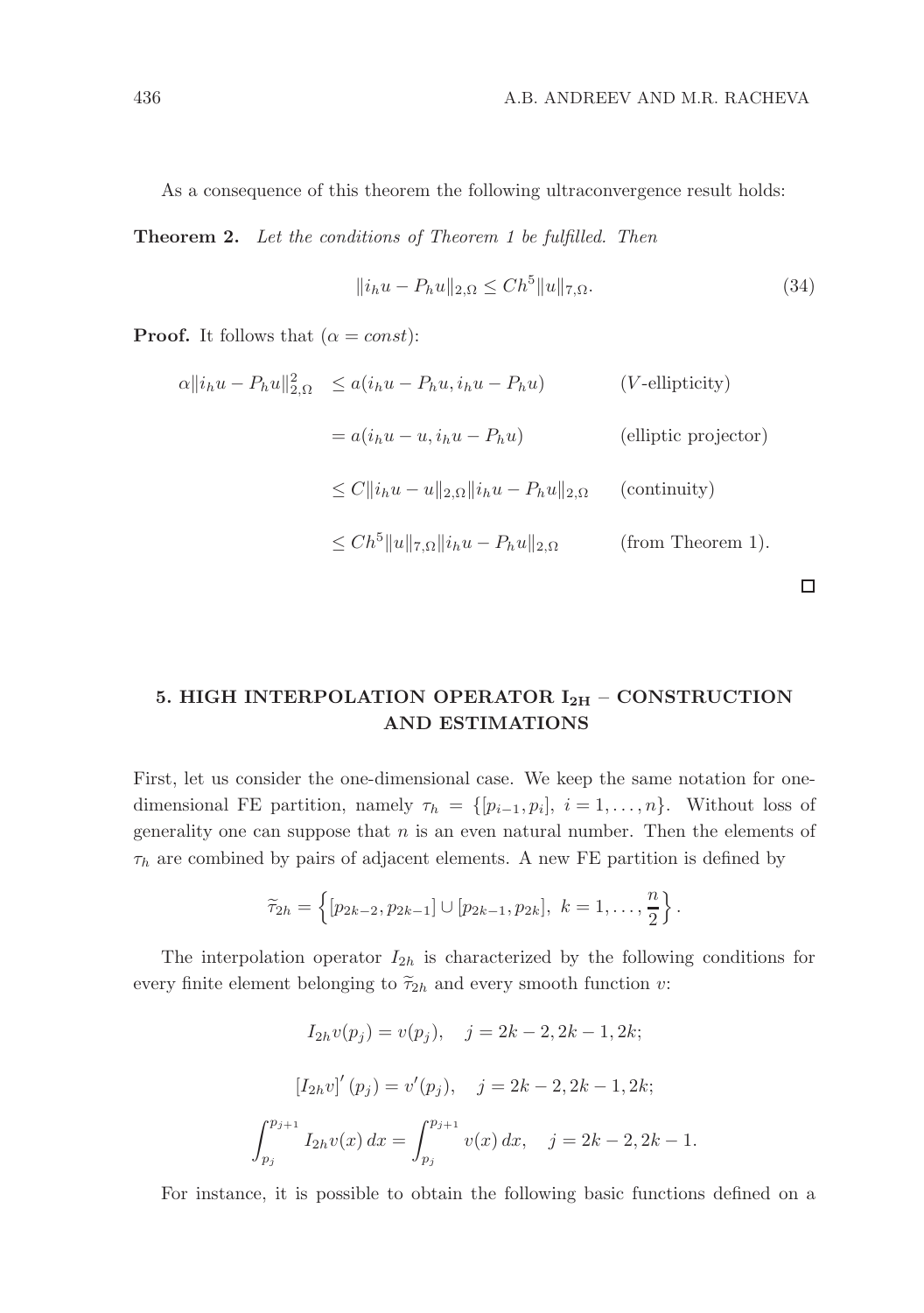As a consequence of this theorem the following ultraconvergence result holds:

**Theorem 2.** *Let the conditions of Theorem 1 be fulfilled. Then*

$$\|i_h u - P_h u\|_{2,\Omega} \leq Ch^5 \|u\|_{7,\Omega}. \tag{34}$$

**Proof.** It follows that ($\alpha = const$):

$$\begin{aligned}
\alpha \|i_h u - P_h u\|_{2,\Omega}^2 &\leq a(i_h u - P_h u, i_h u - P_h u) && (V\text{-ellipticity}) \\
&= a(i_h u - u, i_h u - P_h u) && (\text{elliptic projector}) \\
&\leq C \|i_h u - u\|_{2,\Omega} \|i_h u - P_h u\|_{2,\Omega} && (\text{continuity}) \\
&\leq Ch^5 \|u\|_{7,\Omega} \|i_h u - P_h u\|_{2,\Omega} && (\text{from Theorem 1}).
\end{aligned}$$

□

## 5. HIGH INTERPOLATION OPERATOR $I_{2H}$ – CONSTRUCTION AND ESTIMATIONS

First, let us consider the one-dimensional case. We keep the same notation for one-dimensional FE partition, namely $\tau_h = \{[p_{i-1}, p_i],\ i = 1, \dots, n\}$. Without loss of generality one can suppose that $n$ is an even natural number. Then the elements of $\tau_h$ are combined by pairs of adjacent elements. A new FE partition is defined by

$$\widetilde{\tau}_{2h} = \left\{ [p_{2k-2}, p_{2k-1}] \cup [p_{2k-1}, p_{2k}],\ k = 1, \dots, \frac{n}{2} \right\}.$$

The interpolation operator $I_{2h}$ is characterized by the following conditions for every finite element belonging to $\widetilde{\tau}_{2h}$ and every smooth function $v$:

$$I_{2h} v(p_j) = v(p_j), \quad j = 2k-2, 2k-1, 2k;$$

$$\left[ I_{2h} v \right]' (p_j) = v'(p_j), \quad j = 2k-2, 2k-1, 2k;$$

$$\int_{p_j}^{p_{j+1}} I_{2h} v(x)\, dx = \int_{p_j}^{p_{j+1}} v(x)\, dx, \quad j = 2k-2, 2k-1.$$

For instance, it is possible to obtain the following basic functions defined on a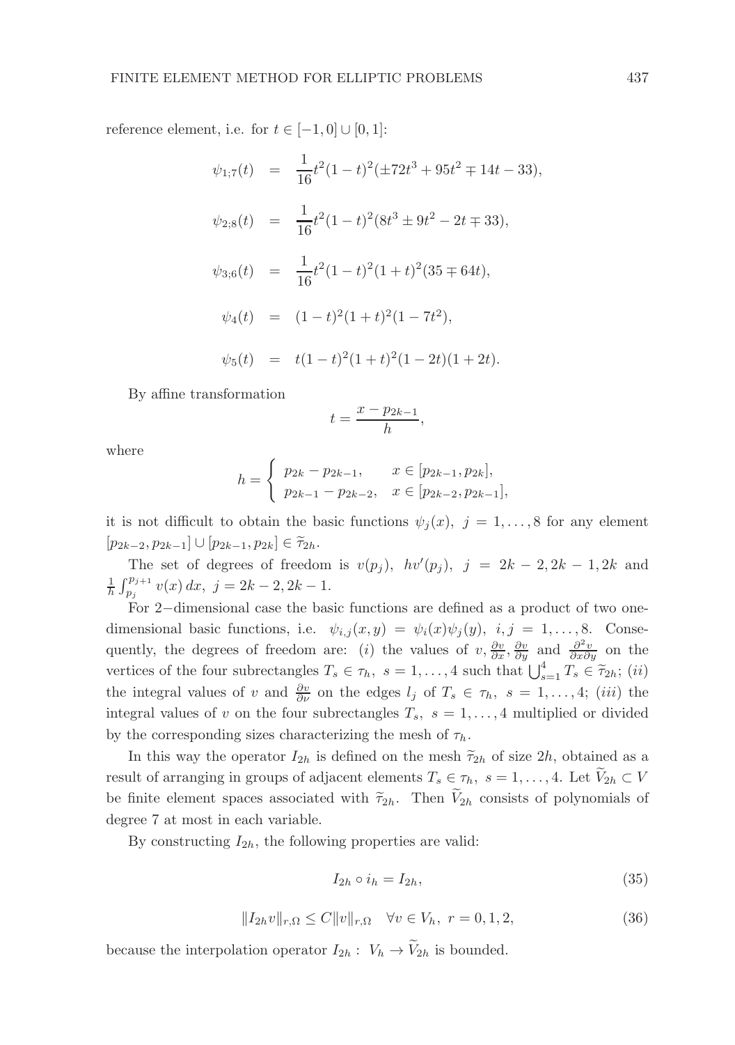reference element, i.e. for $t \in [-1,0] \cup [0,1]$:

$$\psi_{1;7}(t) = \frac{1}{16} t^2 (1-t)^2 (\pm 72t^3 + 95t^2 \mp 14t - 33),$$

$$\psi_{2;8}(t) = \frac{1}{16} t^2 (1-t)^2 (8t^3 \pm 9t^2 - 2t \mp 33),$$

$$\psi_{3;6}(t) = \frac{1}{16} t^2 (1-t)^2 (1+t)^2 (35 \mp 64t),$$

$$\psi_4(t) = (1-t)^2 (1+t)^2 (1 - 7t^2),$$

$$\psi_5(t) = t(1-t)^2 (1+t)^2 (1-2t)(1+2t).$$

By affine transformation

$$t = \frac{x - p_{2k-1}}{h},$$

where

$$h = \begin{cases} p_{2k} - p_{2k-1}, & x \in [p_{2k-1}, p_{2k}], \\ p_{2k-1} - p_{2k-2}, & x \in [p_{2k-2}, p_{2k-1}], \end{cases}$$

it is not difficult to obtain the basic functions $\psi_j(x),\ j = 1, \ldots, 8$ for any element $[p_{2k-2}, p_{2k-1}] \cup [p_{2k-1}, p_{2k}] \in \widetilde{\tau}_{2h}$.

The set of degrees of freedom is $v(p_j),\ hv'(p_j),\ j = 2k-2, 2k-1, 2k$ and $\frac{1}{h} \int_{p_j}^{p_{j+1}} v(x)\, dx,\ j = 2k-2, 2k-1$.

For 2−dimensional case the basic functions are defined as a product of two one-dimensional basic functions, i.e. $\psi_{i,j}(x,y) = \psi_i(x)\psi_j(y),\ i,j = 1, \ldots, 8$. Consequently, the degrees of freedom are: $(i)$ the values of $v, \frac{\partial v}{\partial x}, \frac{\partial v}{\partial y}$ and $\frac{\partial^2 v}{\partial x \partial y}$ on the vertices of the four subrectangles $T_s \in \tau_h,\ s = 1, \ldots, 4$ such that $\bigcup_{s=1}^4 T_s \in \widetilde{\tau}_{2h}$; $(ii)$ the integral values of $v$ and $\frac{\partial v}{\partial \nu}$ on the edges $l_j$ of $T_s \in \tau_h,\ s = 1, \ldots, 4$; $(iii)$ the integral values of $v$ on the four subrectangles $T_s,\ s = 1, \ldots, 4$ multiplied or divided by the corresponding sizes characterizing the mesh of $\tau_h$.

In this way the operator $I_{2h}$ is defined on the mesh $\widetilde{\tau}_{2h}$ of size $2h$, obtained as a result of arranging in groups of adjacent elements $T_s \in \tau_h,\ s = 1, \ldots, 4$. Let $\widetilde{V}_{2h} \subset V$ be finite element spaces associated with $\widetilde{\tau}_{2h}$. Then $\widetilde{V}_{2h}$ consists of polynomials of degree 7 at most in each variable.

By constructing $I_{2h}$, the following properties are valid:

$$I_{2h} \circ i_h = I_{2h}, \tag{35}$$

$$\|I_{2h} v\|_{r,\Omega} \leq C \|v\|_{r,\Omega} \quad \forall v \in V_h,\ r = 0, 1, 2, \tag{36}$$

because the interpolation operator $I_{2h} : V_h \to \widetilde{V}_{2h}$ is bounded.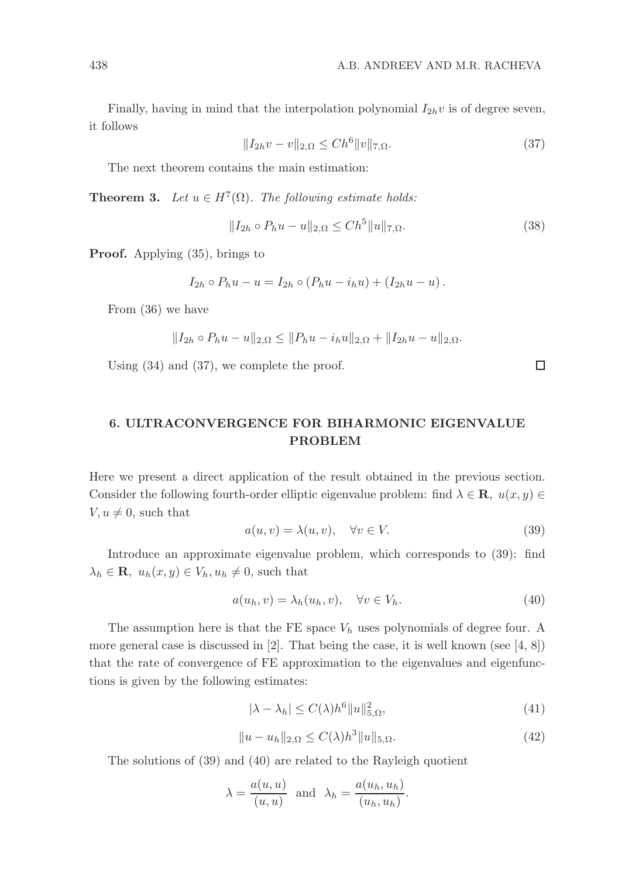Finally, having in mind that the interpolation polynomial $I_{2h}v$ is of degree seven, it follows

$$\|I_{2h}v - v\|_{2,\Omega} \leq Ch^6 \|v\|_{7,\Omega}. \tag{37}$$

The next theorem contains the main estimation:

**Theorem 3.** *Let $u \in H^7(\Omega)$. The following estimate holds:*

$$\|I_{2h} \circ P_h u - u\|_{2,\Omega} \leq Ch^5 \|u\|_{7,\Omega}. \tag{38}$$

**Proof.** Applying (35), brings to

$$I_{2h} \circ P_h u - u = I_{2h} \circ (P_h u - i_h u) + (I_{2h} u - u).$$

From (36) we have

$$\|I_{2h} \circ P_h u - u\|_{2,\Omega} \leq \|P_h u - i_h u\|_{2,\Omega} + \|I_{2h} u - u\|_{2,\Omega}.$$

Using (34) and (37), we complete the proof. □

## 6. ULTRACONVERGENCE FOR BIHARMONIC EIGENVALUE PROBLEM

Here we present a direct application of the result obtained in the previous section. Consider the following fourth-order elliptic eigenvalue problem: find $\lambda \in \mathbf{R},\ u(x,y) \in V, u \neq 0$, such that

$$a(u,v) = \lambda(u,v), \quad \forall v \in V. \tag{39}$$

Introduce an approximate eigenvalue problem, which corresponds to (39): find $\lambda_h \in \mathbf{R},\ u_h(x,y) \in V_h, u_h \neq 0$, such that

$$a(u_h,v) = \lambda_h(u_h,v), \quad \forall v \in V_h. \tag{40}$$

The assumption here is that the FE space $V_h$ uses polynomials of degree four. A more general case is discussed in [2]. That being the case, it is well known (see [4, 8]) that the rate of convergence of FE approximation to the eigenvalues and eigenfunctions is given by the following estimates:

$$|\lambda - \lambda_h| \leq C(\lambda) h^6 \|u\|_{5,\Omega}^2, \tag{41}$$

$$\|u - u_h\|_{2,\Omega} \leq C(\lambda) h^3 \|u\|_{5,\Omega}. \tag{42}$$

The solutions of (39) and (40) are related to the Rayleigh quotient

$$\lambda = \frac{a(u,u)}{(u,u)} \text{ and } \lambda_h = \frac{a(u_h,u_h)}{(u_h,u_h)}.$$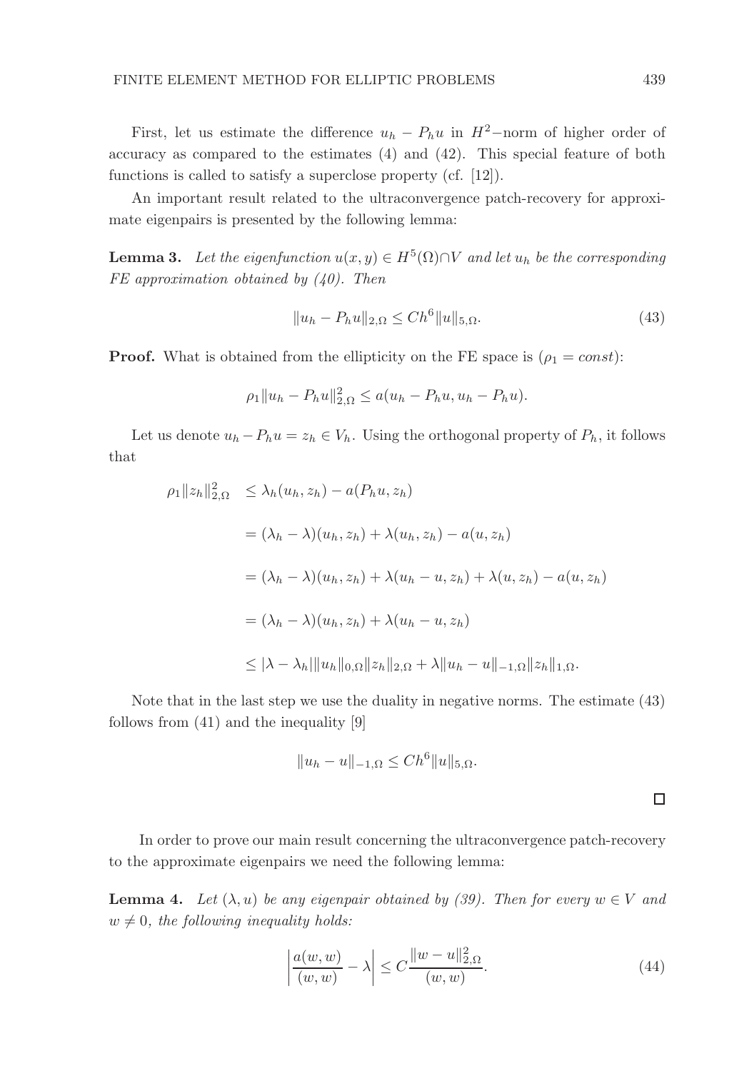First, let us estimate the difference $u_h - P_h u$ in $H^2-$norm of higher order of accuracy as compared to the estimates (4) and (42). This special feature of both functions is called to satisfy a superclose property (cf. [12]).

An important result related to the ultraconvergence patch-recovery for approximate eigenpairs is presented by the following lemma:

**Lemma 3.** *Let the eigenfunction $u(x, y) \in H^5(\Omega) \cap V$ and let $u_h$ be the corresponding FE approximation obtained by (40). Then*

$$\|u_h - P_h u\|_{2,\Omega} \leq Ch^6 \|u\|_{5,\Omega}. \tag{43}$$

**Proof.** What is obtained from the ellipticity on the FE space is ($\rho_1 = const$):

$$\rho_1 \|u_h - P_h u\|_{2,\Omega}^2 \leq a(u_h - P_h u, u_h - P_h u).$$

Let us denote $u_h - P_h u = z_h \in V_h$. Using the orthogonal property of $P_h$, it follows that

$$\begin{aligned}
\rho_1 \|z_h\|_{2,\Omega}^2 &\leq \lambda_h(u_h, z_h) - a(P_h u, z_h) \\
&= (\lambda_h - \lambda)(u_h, z_h) + \lambda(u_h, z_h) - a(u, z_h) \\
&= (\lambda_h - \lambda)(u_h, z_h) + \lambda(u_h - u, z_h) + \lambda(u, z_h) - a(u, z_h) \\
&= (\lambda_h - \lambda)(u_h, z_h) + \lambda(u_h - u, z_h) \\
&\leq |\lambda - \lambda_h| \|u_h\|_{0,\Omega} \|z_h\|_{2,\Omega} + \lambda \|u_h - u\|_{-1,\Omega} \|z_h\|_{1,\Omega}.
\end{aligned}$$

Note that in the last step we use the duality in negative norms. The estimate (43) follows from (41) and the inequality [9]

$$\|u_h - u\|_{-1,\Omega} \leq Ch^6 \|u\|_{5,\Omega}.$$

□

In order to prove our main result concerning the ultraconvergence patch-recovery to the approximate eigenpairs we need the following lemma:

**Lemma 4.** *Let $(\lambda, u)$ be any eigenpair obtained by (39). Then for every $w \in V$ and $w \neq 0$, the following inequality holds:*

$$\left| \frac{a(w, w)}{(w, w)} - \lambda \right| \leq C \frac{\|w - u\|_{2,\Omega}^2}{(w, w)}. \tag{44}$$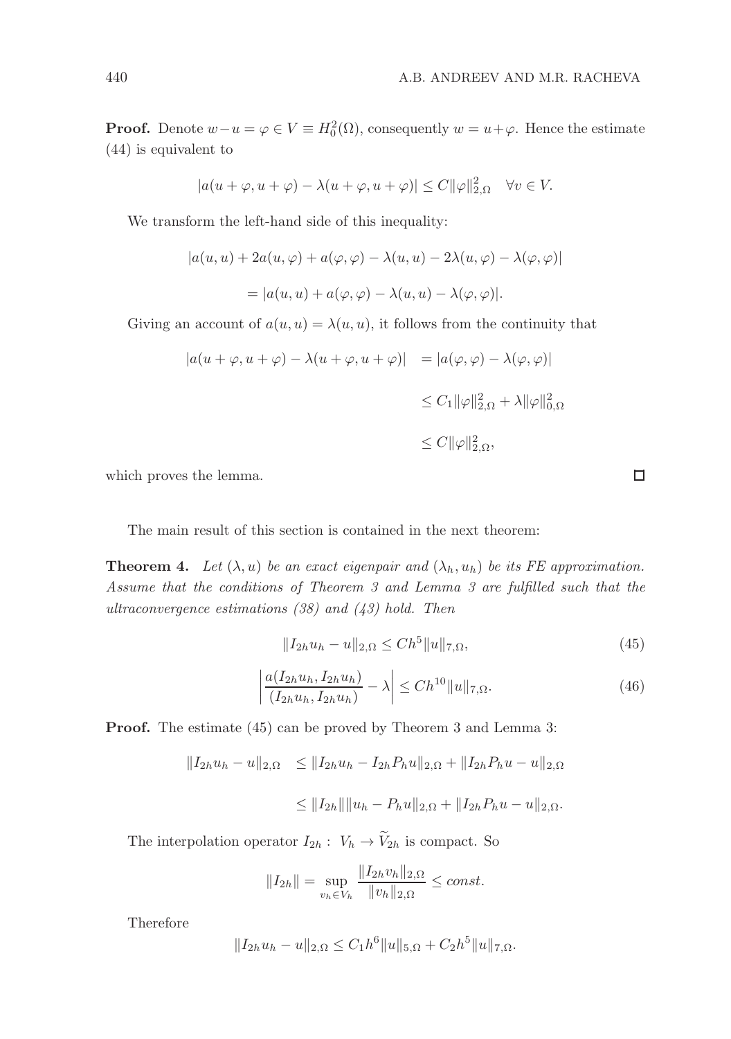**Proof.** Denote $w-u=\varphi \in V \equiv H_0^2(\Omega)$, consequently $w=u+\varphi$. Hence the estimate (44) is equivalent to

$$|a(u+\varphi,u+\varphi)-\lambda(u+\varphi,u+\varphi)| \leq C\|\varphi\|_{2,\Omega}^2 \quad \forall v \in V.$$

We transform the left-hand side of this inequality:

$$|a(u,u)+2a(u,\varphi)+a(\varphi,\varphi)-\lambda(u,u)-2\lambda(u,\varphi)-\lambda(\varphi,\varphi)|$$

$$=|a(u,u)+a(\varphi,\varphi)-\lambda(u,u)-\lambda(\varphi,\varphi)|.$$

Giving an account of $a(u,u)=\lambda(u,u)$, it follows from the continuity that

$$\begin{aligned}
|a(u+\varphi,u+\varphi)-\lambda(u+\varphi,u+\varphi)| &= |a(\varphi,\varphi)-\lambda(\varphi,\varphi)| \\
&\leq C_1\|\varphi\|_{2,\Omega}^2+\lambda\|\varphi\|_{0,\Omega}^2 \\
&\leq C\|\varphi\|_{2,\Omega}^2,
\end{aligned}$$

which proves the lemma. □

The main result of this section is contained in the next theorem:

**Theorem 4.** *Let $(\lambda,u)$ be an exact eigenpair and $(\lambda_h,u_h)$ be its FE approximation. Assume that the conditions of Theorem 3 and Lemma 3 are fulfilled such that the ultraconvergence estimations (38) and (43) hold. Then*

$$\|I_{2h}u_h-u\|_{2,\Omega} \leq Ch^5\|u\|_{7,\Omega}, \tag{45}$$

$$\left|\frac{a(I_{2h}u_h,I_{2h}u_h)}{(I_{2h}u_h,I_{2h}u_h)}-\lambda\right| \leq Ch^{10}\|u\|_{7,\Omega}. \tag{46}$$

**Proof.** The estimate (45) can be proved by Theorem 3 and Lemma 3:

$$\begin{aligned}
\|I_{2h}u_h-u\|_{2,\Omega} &\leq \|I_{2h}u_h-I_{2h}P_hu\|_{2,\Omega}+\|I_{2h}P_hu-u\|_{2,\Omega} \\
&\leq \|I_{2h}\|\|u_h-P_hu\|_{2,\Omega}+\|I_{2h}P_hu-u\|_{2,\Omega}.
\end{aligned}$$

The interpolation operator $I_{2h}:\ V_h \to \widetilde{V}_{2h}$ is compact. So

$$\|I_{2h}\|=\sup_{v_h\in V_h}\frac{\|I_{2h}v_h\|_{2,\Omega}}{\|v_h\|_{2,\Omega}} \leq const.$$

Therefore

$$\|I_{2h}u_h-u\|_{2,\Omega} \leq C_1h^6\|u\|_{5,\Omega}+C_2h^5\|u\|_{7,\Omega}.$$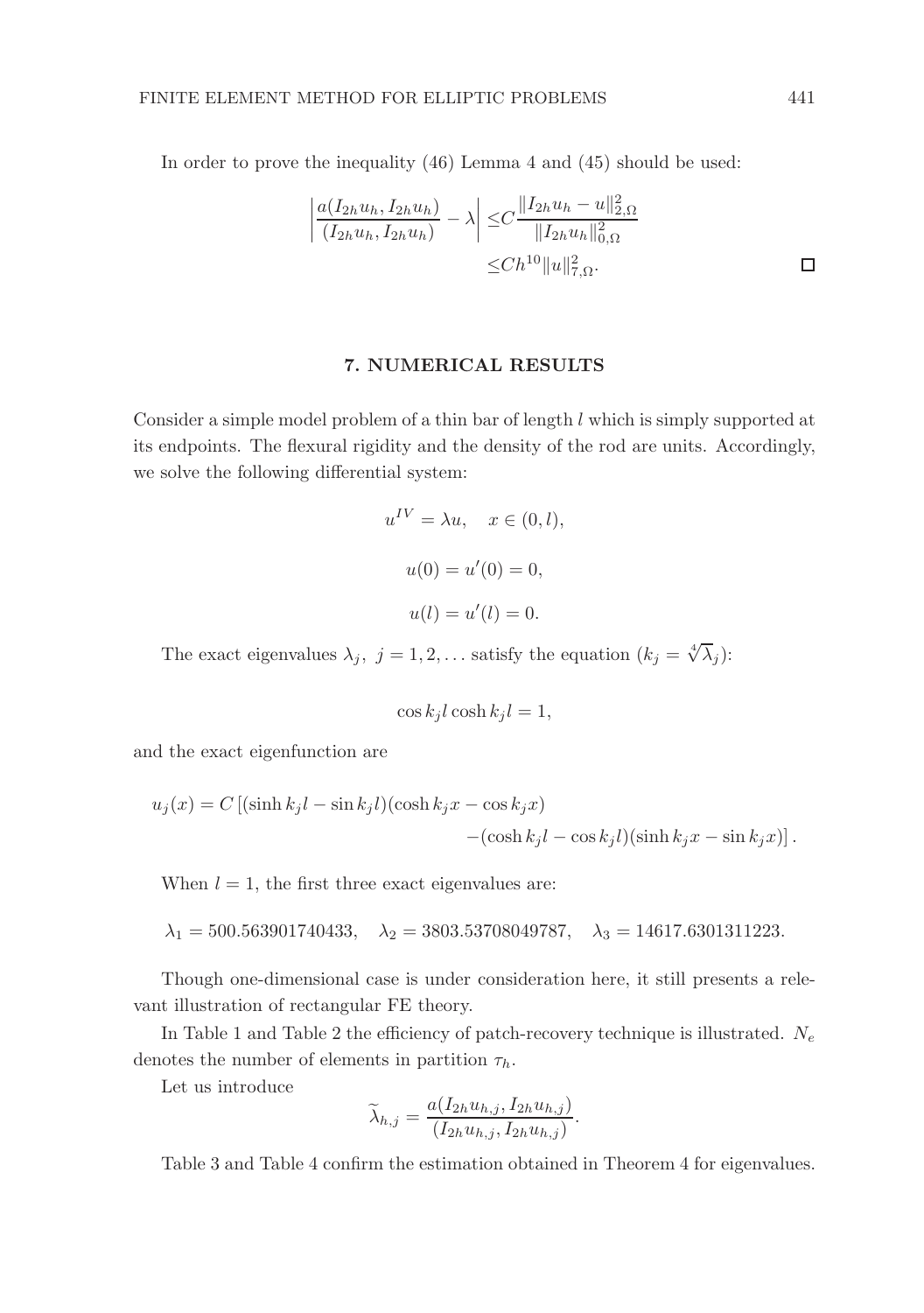In order to prove the inequality (46) Lemma 4 and (45) should be used:

$$\left| \frac{a(I_{2h}u_h, I_{2h}u_h)}{(I_{2h}u_h, I_{2h}u_h)} - \lambda \right| \leq C \frac{\|I_{2h}u_h - u\|_{2,\Omega}^2}{\|I_{2h}u_h\|_{0,\Omega}^2}$$
$$\leq C h^{10} \|u\|_{7,\Omega}^2. \qquad \square$$

## 7. NUMERICAL RESULTS

Consider a simple model problem of a thin bar of length $l$ which is simply supported at its endpoints. The flexural rigidity and the density of the rod are units. Accordingly, we solve the following differential system:

$$u^{IV} = \lambda u, \quad x \in (0, l),$$

$$u(0) = u'(0) = 0,$$

$$u(l) = u'(l) = 0.$$

The exact eigenvalues $\lambda_j,\ j = 1, 2, \dots$ satisfy the equation ($k_j = \sqrt[4]{\lambda_j}$):

$$\cos k_j l \cosh k_j l = 1,$$

and the exact eigenfunction are

$$u_j(x) = C \left[ (\sinh k_j l - \sin k_j l)(\cosh k_j x - \cos k_j x) - (\cosh k_j l - \cos k_j l)(\sinh k_j x - \sin k_j x) \right].$$

When $l = 1$, the first three exact eigenvalues are:

$$\lambda_1 = 500.563901740433, \quad \lambda_2 = 3803.53708049787, \quad \lambda_3 = 14617.6301311223.$$

Though one-dimensional case is under consideration here, it still presents a relevant illustration of rectangular FE theory.

In Table 1 and Table 2 the efficiency of patch-recovery technique is illustrated. $N_e$ denotes the number of elements in partition $\tau_h$.

Let us introduce

$$\widetilde{\lambda}_{h,j} = \frac{a(I_{2h}u_{h,j}, I_{2h}u_{h,j})}{(I_{2h}u_{h,j}, I_{2h}u_{h,j})}.$$

Table 3 and Table 4 confirm the estimation obtained in Theorem 4 for eigenvalues.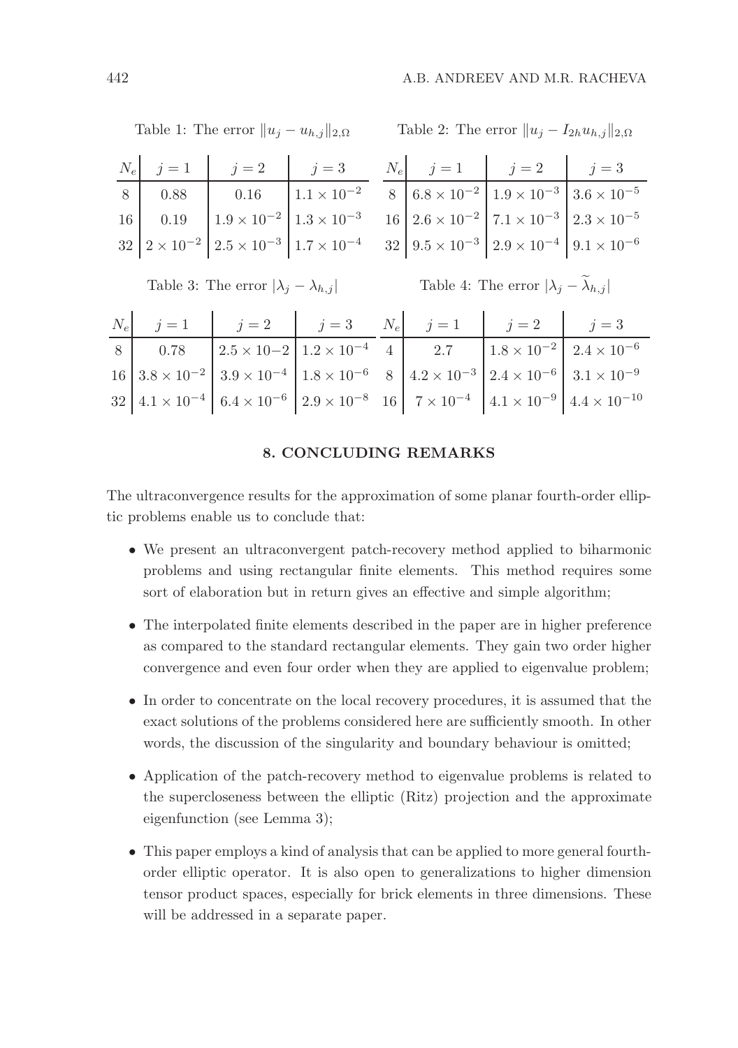Table 1: The error $\|u_j - u_{h,j}\|_{2,\Omega}$

| $N_e$ | $j=1$ | $j=2$ | $j=3$ |
|---|---|---|---|
| 8 | 0.88 | 0.16 | $1.1 \times 10^{-2}$ |
| 16 | 0.19 | $1.9 \times 10^{-2}$ | $1.3 \times 10^{-3}$ |
| 32 | $2 \times 10^{-2}$ | $2.5 \times 10^{-3}$ | $1.7 \times 10^{-4}$ |

Table 2: The error $\|u_j - I_{2h}u_{h,j}\|_{2,\Omega}$

| $N_e$ | $j=1$ | $j=2$ | $j=3$ |
|---|---|---|---|
| 8 | $6.8 \times 10^{-2}$ | $1.9 \times 10^{-3}$ | $3.6 \times 10^{-5}$ |
| 16 | $2.6 \times 10^{-2}$ | $7.1 \times 10^{-3}$ | $2.3 \times 10^{-5}$ |
| 32 | $9.5 \times 10^{-3}$ | $2.9 \times 10^{-4}$ | $9.1 \times 10^{-6}$ |

Table 3: The error $|\lambda_j - \lambda_{h,j}|$

| $N_e$ | $j=1$ | $j=2$ | $j=3$ |
|---|---|---|---|
| 8 | 0.78 | $2.5 \times 10{-2}$ | $1.2 \times 10^{-4}$ |
| 16 | $3.8 \times 10^{-2}$ | $3.9 \times 10^{-4}$ | $1.8 \times 10^{-6}$ |
| 32 | $4.1 \times 10^{-4}$ | $6.4 \times 10^{-6}$ | $2.9 \times 10^{-8}$ |

Table 4: The error $|\lambda_j - \widetilde{\lambda}_{h,j}|$

| $N_e$ | $j=1$ | $j=2$ | $j=3$ |
|---|---|---|---|
| 4 | 2.7 | $1.8 \times 10^{-2}$ | $2.4 \times 10^{-6}$ |
| 8 | $4.2 \times 10^{-3}$ | $2.4 \times 10^{-6}$ | $3.1 \times 10^{-9}$ |
| 16 | $7 \times 10^{-4}$ | $4.1 \times 10^{-9}$ | $4.4 \times 10^{-10}$ |

## 8. CONCLUDING REMARKS

The ultraconvergence results for the approximation of some planar fourth-order elliptic problems enable us to conclude that:

- We present an ultraconvergent patch-recovery method applied to biharmonic problems and using rectangular finite elements. This method requires some sort of elaboration but in return gives an effective and simple algorithm;
- The interpolated finite elements described in the paper are in higher preference as compared to the standard rectangular elements. They gain two order higher convergence and even four order when they are applied to eigenvalue problem;
- In order to concentrate on the local recovery procedures, it is assumed that the exact solutions of the problems considered here are sufficiently smooth. In other words, the discussion of the singularity and boundary behaviour is omitted;
- Application of the patch-recovery method to eigenvalue problems is related to the supercloseness between the elliptic (Ritz) projection and the approximate eigenfunction (see Lemma 3);
- This paper employs a kind of analysis that can be applied to more general fourth-order elliptic operator. It is also open to generalizations to higher dimension tensor product spaces, especially for brick elements in three dimensions. These will be addressed in a separate paper.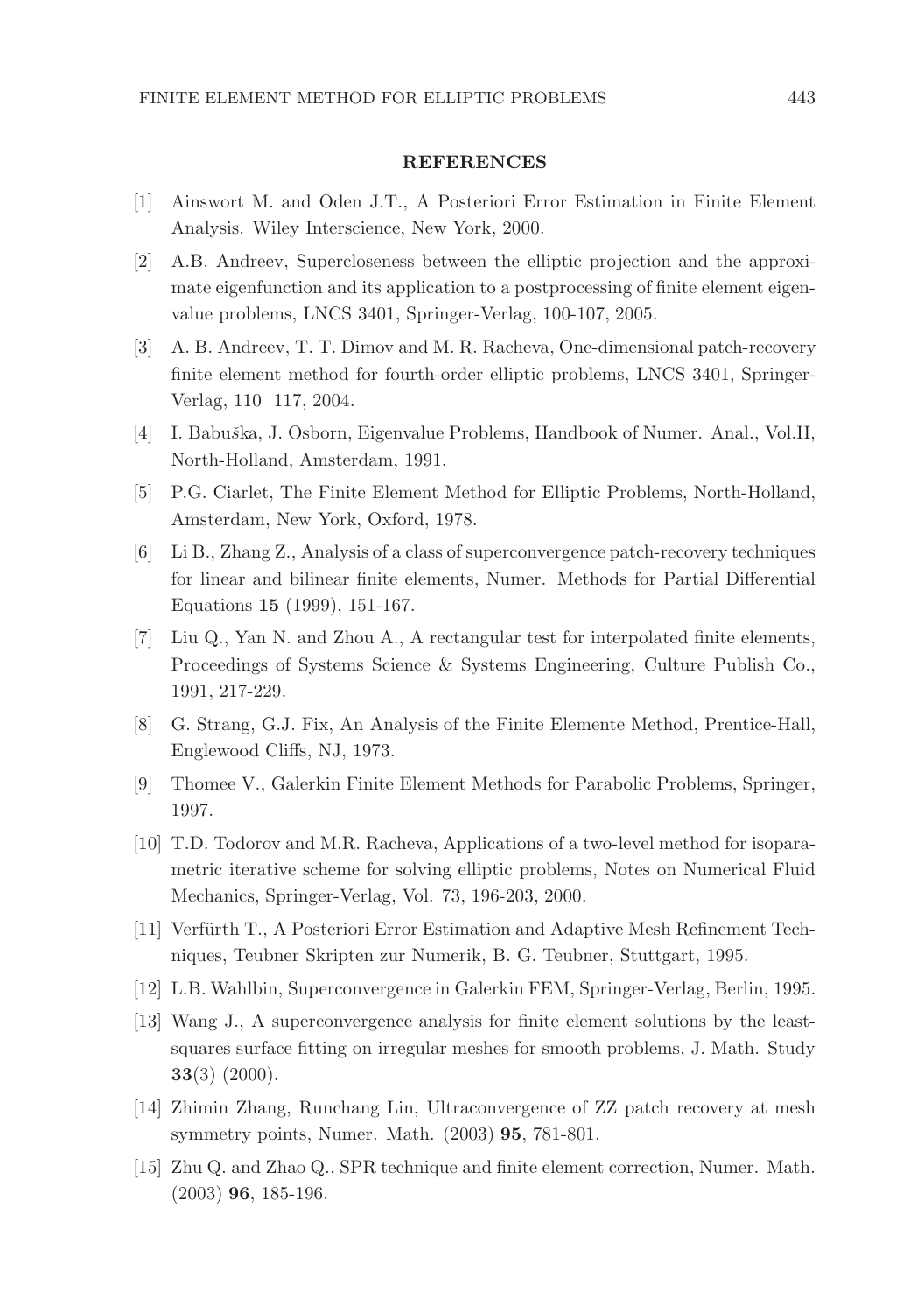## REFERENCES

[1] Ainswort M. and Oden J.T., A Posteriori Error Estimation in Finite Element Analysis. Wiley Interscience, New York, 2000.

[2] A.B. Andreev, Supercloseness between the elliptic projection and the approximate eigenfunction and its application to a postprocessing of finite element eigenvalue problems, LNCS 3401, Springer-Verlag, 100-107, 2005.

[3] A. B. Andreev, T. T. Dimov and M. R. Racheva, One-dimensional patch-recovery finite element method for fourth-order elliptic problems, LNCS 3401, Springer-Verlag, 110 117, 2004.

[4] I. Babuška, J. Osborn, Eigenvalue Problems, Handbook of Numer. Anal., Vol.II, North-Holland, Amsterdam, 1991.

[5] P.G. Ciarlet, The Finite Element Method for Elliptic Problems, North-Holland, Amsterdam, New York, Oxford, 1978.

[6] Li B., Zhang Z., Analysis of a class of superconvergence patch-recovery techniques for linear and bilinear finite elements, Numer. Methods for Partial Differential Equations **15** (1999), 151-167.

[7] Liu Q., Yan N. and Zhou A., A rectangular test for interpolated finite elements, Proceedings of Systems Science & Systems Engineering, Culture Publish Co., 1991, 217-229.

[8] G. Strang, G.J. Fix, An Analysis of the Finite Elemente Method, Prentice-Hall, Englewood Cliffs, NJ, 1973.

[9] Thomee V., Galerkin Finite Element Methods for Parabolic Problems, Springer, 1997.

[10] T.D. Todorov and M.R. Racheva, Applications of a two-level method for isoparametric iterative scheme for solving elliptic problems, Notes on Numerical Fluid Mechanics, Springer-Verlag, Vol. 73, 196-203, 2000.

[11] Verfürth T., A Posteriori Error Estimation and Adaptive Mesh Refinement Techniques, Teubner Skripten zur Numerik, B. G. Teubner, Stuttgart, 1995.

[12] L.B. Wahlbin, Superconvergence in Galerkin FEM, Springer-Verlag, Berlin, 1995.

[13] Wang J., A superconvergence analysis for finite element solutions by the least-squares surface fitting on irregular meshes for smooth problems, J. Math. Study **33**(3) (2000).

[14] Zhimin Zhang, Runchang Lin, Ultraconvergence of ZZ patch recovery at mesh symmetry points, Numer. Math. (2003) **95**, 781-801.

[15] Zhu Q. and Zhao Q., SPR technique and finite element correction, Numer. Math. (2003) **96**, 185-196.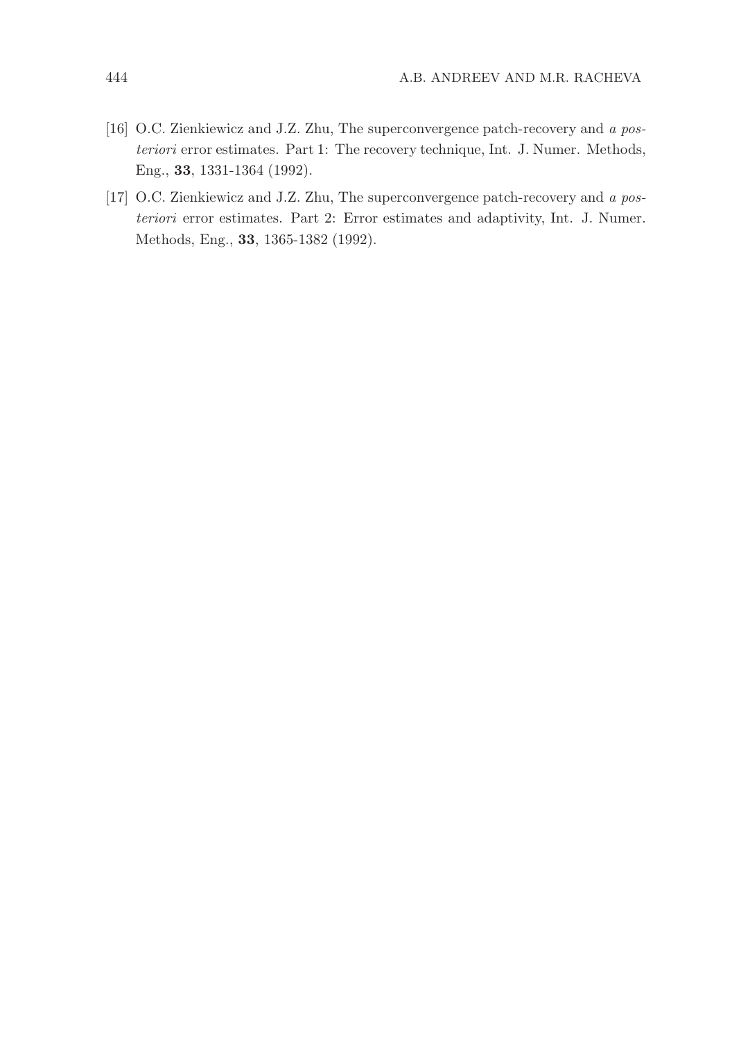[16] O.C. Zienkiewicz and J.Z. Zhu, The superconvergence patch-recovery and *a posteriori* error estimates. Part 1: The recovery technique, Int. J. Numer. Methods, Eng., **33**, 1331-1364 (1992).

[17] O.C. Zienkiewicz and J.Z. Zhu, The superconvergence patch-recovery and *a posteriori* error estimates. Part 2: Error estimates and adaptivity, Int. J. Numer. Methods, Eng., **33**, 1365-1382 (1992).